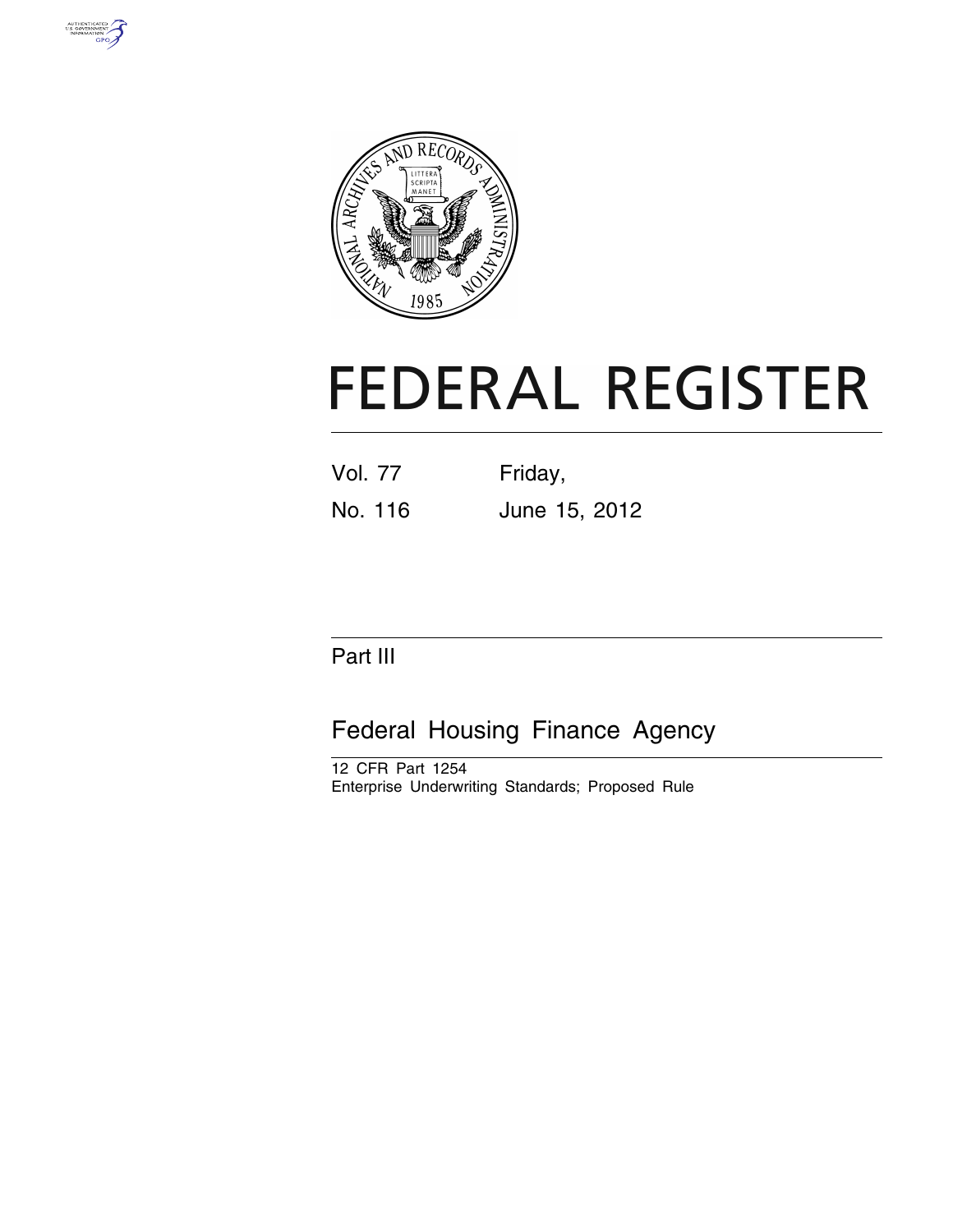# FEDERAL REGISTER

Vol. 77 Friday,

No. 116 June 15, 2012

## Part III

## Federal Housing Finance Agency

12 CFR Part 1254

Enterprise Underwriting Standards; Proposed Rule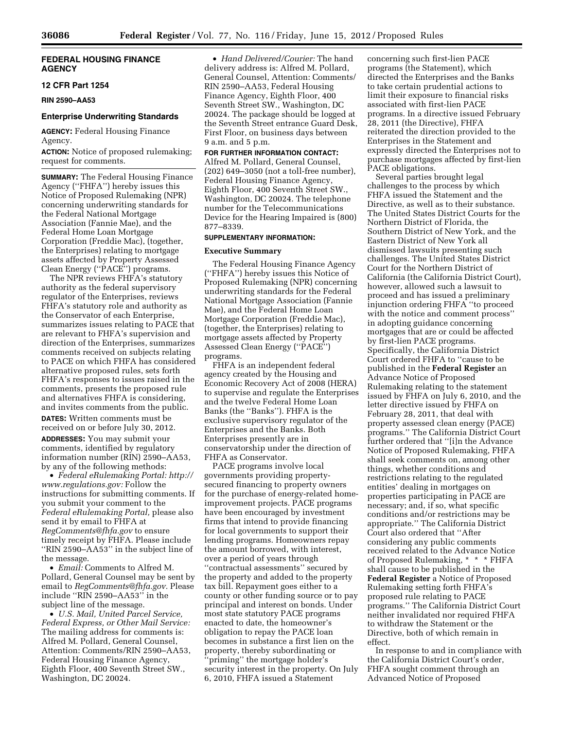## FEDERAL HOUSING FINANCE AGENCY

### 12 CFR Part 1254

**RIN 2590–AA53**

### Enterprise Underwriting Standards

**AGENCY:** Federal Housing Finance Agency.

**ACTION:** Notice of proposed rulemaking; request for comments.

**SUMMARY:** The Federal Housing Finance Agency (''FHFA'') hereby issues this Notice of Proposed Rulemaking (NPR) concerning underwriting standards for the Federal National Mortgage Association (Fannie Mae), and the Federal Home Loan Mortgage Corporation (Freddie Mac), (together, the Enterprises) relating to mortgage assets affected by Property Assessed Clean Energy (''PACE'') programs.

The NPR reviews FHFA's statutory authority as the federal supervisory regulator of the Enterprises, reviews FHFA's statutory role and authority as the Conservator of each Enterprise, summarizes issues relating to PACE that are relevant to FHFA's supervision and direction of the Enterprises, summarizes comments received on subjects relating to PACE on which FHFA has considered alternative proposed rules, sets forth FHFA's responses to issues raised in the comments, presents the proposed rule and alternatives FHFA is considering, and invites comments from the public.

**DATES:** Written comments must be received on or before July 30, 2012.

**ADDRESSES:** You may submit your comments, identified by regulatory information number (RIN) 2590–AA53, by any of the following methods:

- *Federal eRulemaking Portal: http://www.regulations.gov:* Follow the instructions for submitting comments. If you submit your comment to the *Federal eRulemaking Portal,* please also send it by email to FHFA at *RegComments@fhfa.gov* to ensure timely receipt by FHFA. Please include ''RIN 2590–AA53'' in the subject line of the message.
- *Email:* Comments to Alfred M. Pollard, General Counsel may be sent by email to *RegComments@fhfa.gov.* Please include ''RIN 2590–AA53'' in the subject line of the message.
- *U.S. Mail, United Parcel Service, Federal Express, or Other Mail Service:* The mailing address for comments is: Alfred M. Pollard, General Counsel, Attention: Comments/RIN 2590–AA53, Federal Housing Finance Agency, Eighth Floor, 400 Seventh Street SW., Washington, DC 20024.
- *Hand Delivered/Courier:* The hand delivery address is: Alfred M. Pollard, General Counsel, Attention: Comments/RIN 2590–AA53, Federal Housing Finance Agency, Eighth Floor, 400 Seventh Street SW., Washington, DC 20024. The package should be logged at the Seventh Street entrance Guard Desk, First Floor, on business days between 9 a.m. and 5 p.m.

**FOR FURTHER INFORMATION CONTACT:** Alfred M. Pollard, General Counsel, (202) 649–3050 (not a toll-free number), Federal Housing Finance Agency, Eighth Floor, 400 Seventh Street SW., Washington, DC 20024. The telephone number for the Telecommunications Device for the Hearing Impaired is (800) 877–8339.

**SUPPLEMENTARY INFORMATION:**

### Executive Summary

The Federal Housing Finance Agency (''FHFA'') hereby issues this Notice of Proposed Rulemaking (NPR) concerning underwriting standards for the Federal National Mortgage Association (Fannie Mae), and the Federal Home Loan Mortgage Corporation (Freddie Mac), (together, the Enterprises) relating to mortgage assets affected by Property Assessed Clean Energy (''PACE'') programs.

FHFA is an independent federal agency created by the Housing and Economic Recovery Act of 2008 (HERA) to supervise and regulate the Enterprises and the twelve Federal Home Loan Banks (the ''Banks''). FHFA is the exclusive supervisory regulator of the Enterprises and the Banks. Both Enterprises presently are in conservatorship under the direction of FHFA as Conservator.

PACE programs involve local governments providing property-secured financing to property owners for the purchase of energy-related home-improvement projects. PACE programs have been encouraged by investment firms that intend to provide financing for local governments to support their lending programs. Homeowners repay the amount borrowed, with interest, over a period of years through ''contractual assessments'' secured by the property and added to the property tax bill. Repayment goes either to a county or other funding source or to pay principal and interest on bonds. Under most state statutory PACE programs enacted to date, the homeowner's obligation to repay the PACE loan becomes in substance a first lien on the property, thereby subordinating or ''priming'' the mortgage holder's security interest in the property. On July 6, 2010, FHFA issued a Statement concerning such first-lien PACE programs (the Statement), which directed the Enterprises and the Banks to take certain prudential actions to limit their exposure to financial risks associated with first-lien PACE programs. In a directive issued February 28, 2011 (the Directive), FHFA reiterated the direction provided to the Enterprises in the Statement and expressly directed the Enterprises not to purchase mortgages affected by first-lien PACE obligations.

Several parties brought legal challenges to the process by which FHFA issued the Statement and the Directive, as well as to their substance. The United States District Courts for the Northern District of Florida, the Southern District of New York, and the Eastern District of New York all dismissed lawsuits presenting such challenges. The United States District Court for the Northern District of California (the California District Court), however, allowed such a lawsuit to proceed and has issued a preliminary injunction ordering FHFA ''to proceed with the notice and comment process'' in adopting guidance concerning mortgages that are or could be affected by first-lien PACE programs. Specifically, the California District Court ordered FHFA to ''cause to be published in the **Federal Register** an Advance Notice of Proposed Rulemaking relating to the statement issued by FHFA on July 6, 2010, and the letter directive issued by FHFA on February 28, 2011, that deal with property assessed clean energy (PACE) programs.'' The California District Court further ordered that ''[i]n the Advance Notice of Proposed Rulemaking, FHFA shall seek comments on, among other things, whether conditions and restrictions relating to the regulated entities' dealing in mortgages on properties participating in PACE are necessary; and, if so, what specific conditions and/or restrictions may be appropriate.'' The California District Court also ordered that ''After considering any public comments received related to the Advance Notice of Proposed Rulemaking, * * * FHFA shall cause to be published in the **Federal Register** a Notice of Proposed Rulemaking setting forth FHFA's proposed rule relating to PACE programs.'' The California District Court neither invalidated nor required FHFA to withdraw the Statement or the Directive, both of which remain in effect.

In response to and in compliance with the California District Court's order, FHFA sought comment through an Advanced Notice of Proposed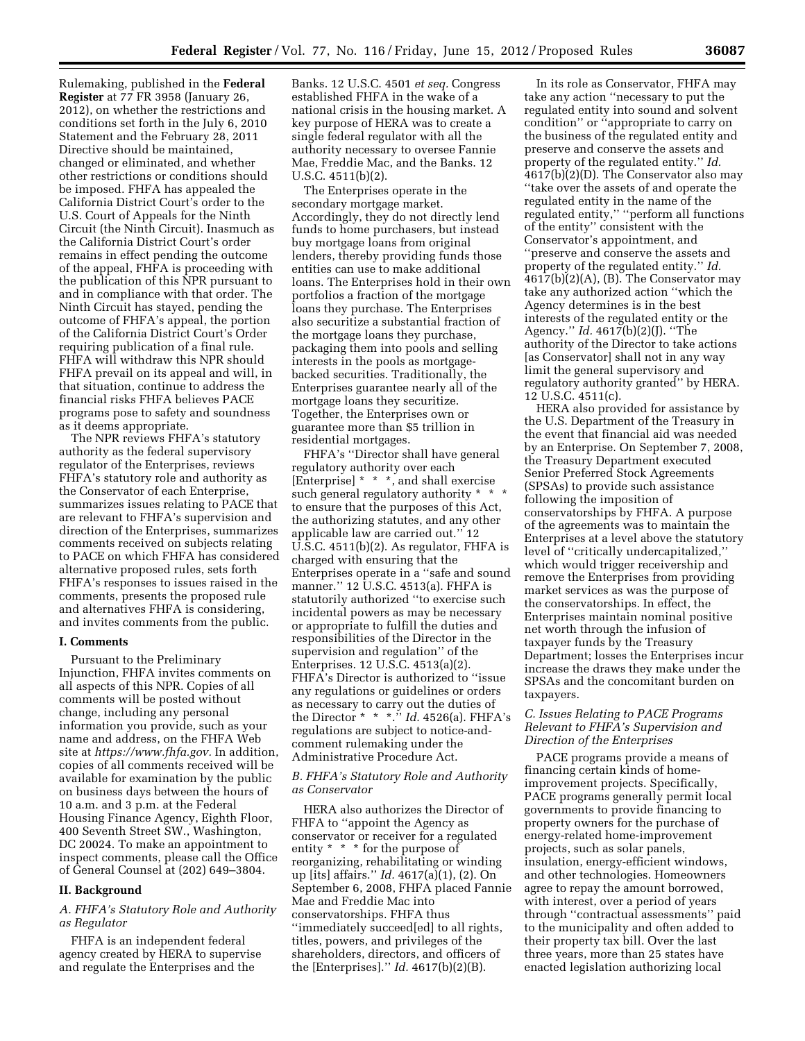Rulemaking, published in the **Federal Register** at 77 FR 3958 (January 26, 2012), on whether the restrictions and conditions set forth in the July 6, 2010 Statement and the February 28, 2011 Directive should be maintained, changed or eliminated, and whether other restrictions or conditions should be imposed. FHFA has appealed the California District Court's order to the U.S. Court of Appeals for the Ninth Circuit (the Ninth Circuit). Inasmuch as the California District Court's order remains in effect pending the outcome of the appeal, FHFA is proceeding with the publication of this NPR pursuant to and in compliance with that order. The Ninth Circuit has stayed, pending the outcome of FHFA's appeal, the portion of the California District Court's Order requiring publication of a final rule. FHFA will withdraw this NPR should FHFA prevail on its appeal and will, in that situation, continue to address the financial risks FHFA believes PACE programs pose to safety and soundness as it deems appropriate.

The NPR reviews FHFA's statutory authority as the federal supervisory regulator of the Enterprises, reviews FHFA's statutory role and authority as the Conservator of each Enterprise, summarizes issues relating to PACE that are relevant to FHFA's supervision and direction of the Enterprises, summarizes comments received on subjects relating to PACE on which FHFA has considered alternative proposed rules, sets forth FHFA's responses to issues raised in the comments, presents the proposed rule and alternatives FHFA is considering, and invites comments from the public.

## I. Comments

Pursuant to the Preliminary Injunction, FHFA invites comments on all aspects of this NPR. Copies of all comments will be posted without change, including any personal information you provide, such as your name and address, on the FHFA Web site at *https://www.fhfa.gov*. In addition, copies of all comments received will be available for examination by the public on business days between the hours of 10 a.m. and 3 p.m. at the Federal Housing Finance Agency, Eighth Floor, 400 Seventh Street SW., Washington, DC 20024. To make an appointment to inspect comments, please call the Office of General Counsel at (202) 649–3804.

## II. Background

### *A. FHFA's Statutory Role and Authority as Regulator*

FHFA is an independent federal agency created by HERA to supervise and regulate the Enterprises and the Banks. 12 U.S.C. 4501 *et seq.* Congress established FHFA in the wake of a national crisis in the housing market. A key purpose of HERA was to create a single federal regulator with all the authority necessary to oversee Fannie Mae, Freddie Mac, and the Banks. 12 U.S.C. 4511(b)(2).

The Enterprises operate in the secondary mortgage market. Accordingly, they do not directly lend funds to home purchasers, but instead buy mortgage loans from original lenders, thereby providing funds those entities can use to make additional loans. The Enterprises hold in their own portfolios a fraction of the mortgage loans they purchase. The Enterprises also securitize a substantial fraction of the mortgage loans they purchase, packaging them into pools and selling interests in the pools as mortgage-backed securities. Traditionally, the Enterprises guarantee nearly all of the mortgage loans they securitize. Together, the Enterprises own or guarantee more than $5 trillion in residential mortgages.

FHFA's "Director shall have general regulatory authority over each [Enterprise] * * *, and shall exercise such general regulatory authority * * * to ensure that the purposes of this Act, the authorizing statutes, and any other applicable law are carried out." 12 U.S.C. 4511(b)(2). As regulator, FHFA is charged with ensuring that the Enterprises operate in a "safe and sound manner." 12 U.S.C. 4513(a). FHFA is statutorily authorized "to exercise such incidental powers as may be necessary or appropriate to fulfill the duties and responsibilities of the Director in the supervision and regulation" of the Enterprises. 12 U.S.C. 4513(a)(2). FHFA's Director is authorized to "issue any regulations or guidelines or orders as necessary to carry out the duties of the Director * * *." *Id.* 4526(a). FHFA's regulations are subject to notice-and-comment rulemaking under the Administrative Procedure Act.

### *B. FHFA's Statutory Role and Authority as Conservator*

HERA also authorizes the Director of FHFA to "appoint the Agency as conservator or receiver for a regulated entity * * * for the purpose of reorganizing, rehabilitating or winding up [its] affairs." *Id.* 4617(a)(1), (2). On September 6, 2008, FHFA placed Fannie Mae and Freddie Mac into conservatorships. FHFA thus "immediately succeed[ed] to all rights, titles, powers, and privileges of the shareholders, directors, and officers of the [Enterprises]." *Id.* 4617(b)(2)(B).

In its role as Conservator, FHFA may take any action "necessary to put the regulated entity into sound and solvent condition" or "appropriate to carry on the business of the regulated entity and preserve and conserve the assets and property of the regulated entity." *Id.* 4617(b)(2)(D). The Conservator also may "take over the assets of and operate the regulated entity in the name of the regulated entity," "perform all functions of the entity" consistent with the Conservator's appointment, and "preserve and conserve the assets and property of the regulated entity." *Id.* 4617(b)(2)(A), (B). The Conservator may take any authorized action "which the Agency determines is in the best interests of the regulated entity or the Agency." *Id.* 4617(b)(2)(J). "The authority of the Director to take actions [as Conservator] shall not in any way limit the general supervisory and regulatory authority granted" by HERA. 12 U.S.C. 4511(c).

HERA also provided for assistance by the U.S. Department of the Treasury in the event that financial aid was needed by an Enterprise. On September 7, 2008, the Treasury Department executed Senior Preferred Stock Agreements (SPSAs) to provide such assistance following the imposition of conservatorships by FHFA. A purpose of the agreements was to maintain the Enterprises at a level above the statutory level of "critically undercapitalized," which would trigger receivership and remove the Enterprises from providing market services as was the purpose of the conservatorships. In effect, the Enterprises maintain nominal positive net worth through the infusion of taxpayer funds by the Treasury Department; losses the Enterprises incur increase the draws they make under the SPSAs and the concomitant burden on taxpayers.

### *C. Issues Relating to PACE Programs Relevant to FHFA's Supervision and Direction of the Enterprises*

PACE programs provide a means of financing certain kinds of home-improvement projects. Specifically, PACE programs generally permit local governments to provide financing to property owners for the purchase of energy-related home-improvement projects, such as solar panels, insulation, energy-efficient windows, and other technologies. Homeowners agree to repay the amount borrowed, with interest, over a period of years through "contractual assessments" paid to the municipality and often added to their property tax bill. Over the last three years, more than 25 states have enacted legislation authorizing local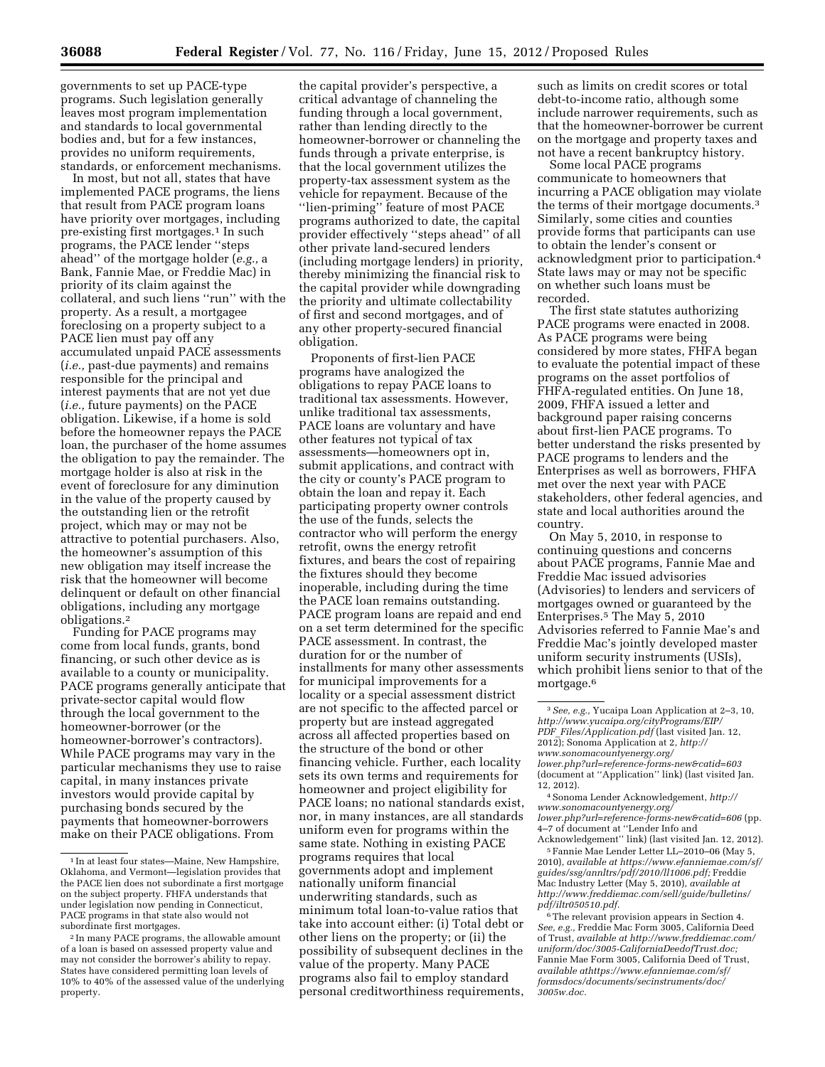governments to set up PACE-type programs. Such legislation generally leaves most program implementation and standards to local governmental bodies and, but for a few instances, provides no uniform requirements, standards, or enforcement mechanisms.

In most, but not all, states that have implemented PACE programs, the liens that result from PACE program loans have priority over mortgages, including pre-existing first mortgages.[1] In such programs, the PACE lender "steps ahead" of the mortgage holder (*e.g.,* a Bank, Fannie Mae, or Freddie Mac) in priority of its claim against the collateral, and such liens "run" with the property. As a result, a mortgagee foreclosing on a property subject to a PACE lien must pay off any accumulated unpaid PACE assessments (*i.e.,* past-due payments) and remains responsible for the principal and interest payments that are not yet due (*i.e.,* future payments) on the PACE obligation. Likewise, if a home is sold before the homeowner repays the PACE loan, the purchaser of the home assumes the obligation to pay the remainder. The mortgage holder is also at risk in the event of foreclosure for any diminution in the value of the property caused by the outstanding lien or the retrofit project, which may or may not be attractive to potential purchasers. Also, the homeowner's assumption of this new obligation may itself increase the risk that the homeowner will become delinquent or default on other financial obligations, including any mortgage obligations.[2]

Funding for PACE programs may come from local funds, grants, bond financing, or such other device as is available to a county or municipality. PACE programs generally anticipate that private-sector capital would flow through the local government to the homeowner-borrower (or the homeowner-borrower's contractors). While PACE programs may vary in the particular mechanisms they use to raise capital, in many instances private investors would provide capital by purchasing bonds secured by the payments that homeowner-borrowers make on their PACE obligations. From the capital provider's perspective, a critical advantage of channeling the funding through a local government, rather than lending directly to the homeowner-borrower or channeling the funds through a private enterprise, is that the local government utilizes the property-tax assessment system as the vehicle for repayment. Because of the "lien-priming" feature of most PACE programs authorized to date, the capital provider effectively "steps ahead" of all other private land-secured lenders (including mortgage lenders) in priority, thereby minimizing the financial risk to the capital provider while downgrading the priority and ultimate collectability of first and second mortgages, and of any other property-secured financial obligation.

Proponents of first-lien PACE programs have analogized the obligations to repay PACE loans to traditional tax assessments. However, unlike traditional tax assessments, PACE loans are voluntary and have other features not typical of tax assessments—homeowners opt in, submit applications, and contract with the city or county's PACE program to obtain the loan and repay it. Each participating property owner controls the use of the funds, selects the contractor who will perform the energy retrofit, owns the energy retrofit fixtures, and bears the cost of repairing the fixtures should they become inoperable, including during the time the PACE loan remains outstanding. PACE program loans are repaid and end on a set term determined for the specific PACE assessment. In contrast, the duration for or the number of installments for many other assessments for municipal improvements for a locality or a special assessment district are not specific to the affected parcel or property but are instead aggregated across all affected properties based on the structure of the bond or other financing vehicle. Further, each locality sets its own terms and requirements for homeowner and project eligibility for PACE loans; no national standards exist, nor, in many instances, are all standards uniform even for programs within the same state. Nothing in existing PACE programs requires that local governments adopt and implement nationally uniform financial underwriting standards, such as minimum total loan-to-value ratios that take into account either: (i) Total debt or other liens on the property; or (ii) the possibility of subsequent declines in the value of the property. Many PACE programs also fail to employ standard personal creditworthiness requirements, such as limits on credit scores or total debt-to-income ratio, although some include narrower requirements, such as that the homeowner-borrower be current on the mortgage and property taxes and not have a recent bankruptcy history.

Some local PACE programs communicate to homeowners that incurring a PACE obligation may violate the terms of their mortgage documents.[3] Similarly, some cities and counties provide forms that participants can use to obtain the lender's consent or acknowledgment prior to participation.[4] State laws may or may not be specific on whether such loans must be recorded.

The first state statutes authorizing PACE programs were enacted in 2008. As PACE programs were being considered by more states, FHFA began to evaluate the potential impact of these programs on the asset portfolios of FHFA-regulated entities. On June 18, 2009, FHFA issued a letter and background paper raising concerns about first-lien PACE programs. To better understand the risks presented by PACE programs to lenders and the Enterprises as well as borrowers, FHFA met over the next year with PACE stakeholders, other federal agencies, and state and local authorities around the country.

On May 5, 2010, in response to continuing questions and concerns about PACE programs, Fannie Mae and Freddie Mac issued advisories (Advisories) to lenders and servicers of mortgages owned or guaranteed by the Enterprises.[5] The May 5, 2010 Advisories referred to Fannie Mae's and Freddie Mac's jointly developed master uniform security instruments (USIs), which prohibit liens senior to that of the mortgage.[6]

---

[1] In at least four states—Maine, New Hampshire, Oklahoma, and Vermont—legislation provides that the PACE lien does not subordinate a first mortgage on the subject property. FHFA understands that under legislation now pending in Connecticut, PACE programs in that state also would not subordinate first mortgages.

[2] In many PACE programs, the allowable amount of a loan is based on assessed property value and may not consider the borrower's ability to repay. States have considered permitting loan levels of 10% to 40% of the assessed value of the underlying property.

[3] *See, e.g.,* Yucaipa Loan Application at 2–3, 10, *http://www.yucaipa.org/cityPrograms/EIP/PDF_Files/Application.pdf* (last visited Jan. 12, 2012); Sonoma Application at 2, *http://www.sonomacountyenergy.org/lower.php?url=reference-forms-new&catid=603* (document at "Application" link) (last visited Jan. 12, 2012).

[4] Sonoma Lender Acknowledgement, *http://www.sonomacountyenergy.org/lower.php?url=reference-forms-new&catid=606* (pp. 4–7 of document at "Lender Info and Acknowledgement" link) (last visited Jan. 12, 2012).

[5] Fannie Mae Lender Letter LL–2010–06 (May 5, 2010), *available at https://www.efanniemae.com/sf/guides/ssg/annltrs/pdf/2010/ll1006.pdf;* Freddie Mac Industry Letter (May 5, 2010), *available at http://www.freddiemac.com/sell/guide/bulletins/pdf/iltr050510.pdf.*

[6] The relevant provision appears in Section 4. *See, e.g.,* Freddie Mac Form 3005, California Deed of Trust, *available at http://www.freddiemac.com/uniform/doc/3005-CaliforniaDeedofTrust.doc;* Fannie Mae Form 3005, California Deed of Trust, *available athttps://www.efanniemae.com/sf/formsdocs/documents/secinstruments/doc/3005w.doc.*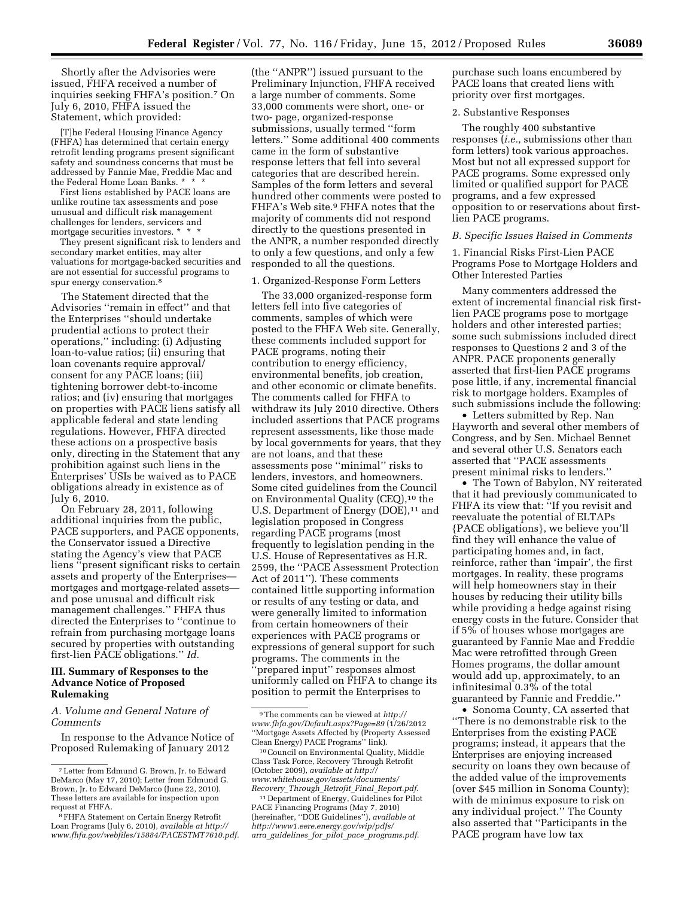Shortly after the Advisories were issued, FHFA received a number of inquiries seeking FHFA's position.[7] On July 6, 2010, FHFA issued the Statement, which provided:

> [T]he Federal Housing Finance Agency (FHFA) has determined that certain energy retrofit lending programs present significant safety and soundness concerns that must be addressed by Fannie Mae, Freddie Mac and the Federal Home Loan Banks. * * *
>
> First liens established by PACE loans are unlike routine tax assessments and pose unusual and difficult risk management challenges for lenders, servicers and mortgage securities investors. * * *
>
> They present significant risk to lenders and secondary market entities, may alter valuations for mortgage-backed securities and are not essential for successful programs to spur energy conservation.[8]

The Statement directed that the Advisories "remain in effect" and that the Enterprises "should undertake prudential actions to protect their operations," including: (i) Adjusting loan-to-value ratios; (ii) ensuring that loan covenants require approval/consent for any PACE loans; (iii) tightening borrower debt-to-income ratios; and (iv) ensuring that mortgages on properties with PACE liens satisfy all applicable federal and state lending regulations. However, FHFA directed these actions on a prospective basis only, directing in the Statement that any prohibition against such liens in the Enterprises' USIs be waived as to PACE obligations already in existence as of July 6, 2010.

On February 28, 2011, following additional inquiries from the public, PACE supporters, and PACE opponents, the Conservator issued a Directive stating the Agency's view that PACE liens "present significant risks to certain assets and property of the Enterprises—mortgages and mortgage-related assets—and pose unusual and difficult risk management challenges." FHFA thus directed the Enterprises to "continue to refrain from purchasing mortgage loans secured by properties with outstanding first-lien PACE obligations." *Id.*

## III. Summary of Responses to the Advance Notice of Proposed Rulemaking

### *A. Volume and General Nature of Comments*

In response to the Advance Notice of Proposed Rulemaking of January 2012 (the "ANPR") issued pursuant to the Preliminary Injunction, FHFA received a large number of comments. Some 33,000 comments were short, one- or two- page, organized-response submissions, usually termed "form letters." Some additional 400 comments came in the form of substantive response letters that fell into several categories that are described herein. Samples of the form letters and several hundred other comments were posted to FHFA's Web site.[9] FHFA notes that the majority of comments did not respond directly to the questions presented in the ANPR, a number responded directly to only a few questions, and only a few responded to all the questions.

#### 1. Organized-Response Form Letters

The 33,000 organized-response form letters fell into five categories of comments, samples of which were posted to the FHFA Web site. Generally, these comments included support for PACE programs, noting their contribution to energy efficiency, environmental benefits, job creation, and other economic or climate benefits. The comments called for FHFA to withdraw its July 2010 directive. Others included assertions that PACE programs represent assessments, like those made by local governments for years, that they are not loans, and that these assessments pose "minimal" risks to lenders, investors, and homeowners. Some cited guidelines from the Council on Environmental Quality (CEQ),[10] the U.S. Department of Energy (DOE),[11] and legislation proposed in Congress regarding PACE programs (most frequently to legislation pending in the U.S. House of Representatives as H.R. 2599, the "PACE Assessment Protection Act of 2011"). These comments contained little supporting information or results of any testing or data, and were generally limited to information from certain homeowners of their experiences with PACE programs or expressions of general support for such programs. The comments in the "prepared input" responses almost uniformly called on FHFA to change its position to permit the Enterprises to purchase such loans encumbered by PACE loans that created liens with priority over first mortgages.

#### 2. Substantive Responses

The roughly 400 substantive responses (*i.e.,* submissions other than form letters) took various approaches. Most but not all expressed support for PACE programs. Some expressed only limited or qualified support for PACE programs, and a few expressed opposition to or reservations about first-lien PACE programs.

### *B. Specific Issues Raised in Comments*

#### 1. Financial Risks First-Lien PACE Programs Pose to Mortgage Holders and Other Interested Parties

Many commenters addressed the extent of incremental financial risk first-lien PACE programs pose to mortgage holders and other interested parties; some such submissions included direct responses to Questions 2 and 3 of the ANPR. PACE proponents generally asserted that first-lien PACE programs pose little, if any, incremental financial risk to mortgage holders. Examples of such submissions include the following:

- Letters submitted by Rep. Nan Hayworth and several other members of Congress, and by Sen. Michael Bennet and several other U.S. Senators each asserted that "PACE assessments present minimal risks to lenders."
- The Town of Babylon, NY reiterated that it had previously communicated to FHFA its view that: "If you revisit and reevaluate the potential of ELTAPs {PACE obligations}, we believe you'll find they will enhance the value of participating homes and, in fact, reinforce, rather than 'impair', the first mortgages. In reality, these programs will help homeowners stay in their houses by reducing their utility bills while providing a hedge against rising energy costs in the future. Consider that if 5% of houses whose mortgages are guaranteed by Fannie Mae and Freddie Mac were retrofitted through Green Homes programs, the dollar amount would add up, approximately, to an infinitesimal 0.3% of the total guaranteed by Fannie and Freddie."
- Sonoma County, CA asserted that "There is no demonstrable risk to the Enterprises from the existing PACE programs; instead, it appears that the Enterprises are enjoying increased security on loans they own because of the added value of the improvements (over $45 million in Sonoma County); with de minimus exposure to risk on any individual project." The County also asserted that "Participants in the PACE program have low tax

---

[7] Letter from Edmund G. Brown, Jr. to Edward DeMarco (May 17, 2010); Letter from Edmund G. Brown, Jr. to Edward DeMarco (June 22, 2010). These letters are available for inspection upon request at FHFA.

[8] FHFA Statement on Certain Energy Retrofit Loan Programs (July 6, 2010), *available at http://www.fhfa.gov/webfiles/15884/PACESTMT7610.pdf.*

[9] The comments can be viewed at *http://www.fhfa.gov/Default.aspx?Page=89* (1/26/2012 "Mortgage Assets Affected by (Property Assessed Clean Energy) PACE Programs" link).

[10] Council on Environmental Quality, Middle Class Task Force, Recovery Through Retrofit (October 2009), *available at http://www.whitehouse.gov/assets/documents/Recovery_Through_Retrofit_Final_Report.pdf.*

[11] Department of Energy, Guidelines for Pilot PACE Financing Programs (May 7, 2010) (hereinafter, "DOE Guidelines"), *available at http://www1.eere.energy.gov/wip/pdfs/arra_guidelines_for_pilot_pace_programs.pdf.*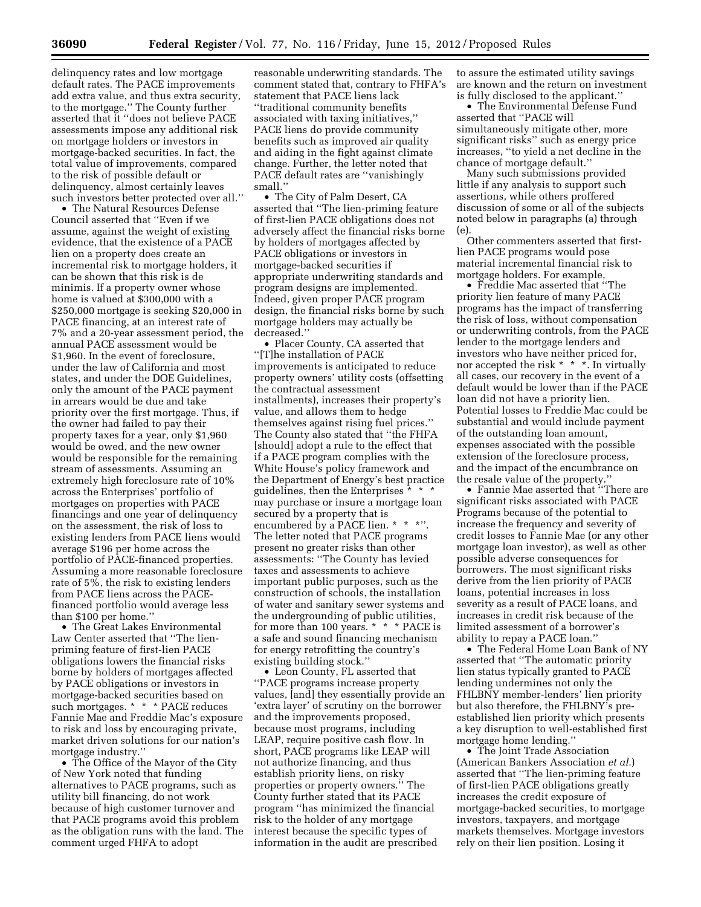delinquency rates and low mortgage default rates. The PACE improvements add extra value, and thus extra security, to the mortgage.'' The County further asserted that it ''does not believe PACE assessments impose any additional risk on mortgage holders or investors in mortgage-backed securities. In fact, the total value of improvements, compared to the risk of possible default or delinquency, almost certainly leaves such investors better protected over all.''

- The Natural Resources Defense Council asserted that ''Even if we assume, against the weight of existing evidence, that the existence of a PACE lien on a property does create an incremental risk to mortgage holders, it can be shown that this risk is de minimis. If a property owner whose home is valued at $300,000 with a $250,000 mortgage is seeking $20,000 in PACE financing, at an interest rate of 7% and a 20-year assessment period, the annual PACE assessment would be $1,960. In the event of foreclosure, under the law of California and most states, and under the DOE Guidelines, only the amount of the PACE payment in arrears would be due and take priority over the first mortgage. Thus, if the owner had failed to pay their property taxes for a year, only $1,960 would be owed, and the new owner would be responsible for the remaining stream of assessments. Assuming an extremely high foreclosure rate of 10% across the Enterprises' portfolio of mortgages on properties with PACE financings and one year of delinquency on the assessment, the risk of loss to existing lenders from PACE liens would average $196 per home across the portfolio of PACE-financed properties. Assuming a more reasonable foreclosure rate of 5%, the risk to existing lenders from PACE liens across the PACE-financed portfolio would average less than $100 per home.''
- The Great Lakes Environmental Law Center asserted that ''The lien-priming feature of first-lien PACE obligations lowers the financial risks borne by holders of mortgages affected by PACE obligations or investors in mortgage-backed securities based on such mortgages. * * * PACE reduces Fannie Mae and Freddie Mac's exposure to risk and loss by encouraging private, market driven solutions for our nation's mortgage industry.''
- The Office of the Mayor of the City of New York noted that funding alternatives to PACE programs, such as utility bill financing, do not work because of high customer turnover and that PACE programs avoid this problem as the obligation runs with the land. The comment urged FHFA to adopt reasonable underwriting standards. The comment stated that, contrary to FHFA's statement that PACE liens lack ''traditional community benefits associated with taxing initiatives,'' PACE liens do provide community benefits such as improved air quality and aiding in the fight against climate change. Further, the letter noted that PACE default rates are ''vanishingly small.''
- The City of Palm Desert, CA asserted that ''The lien-priming feature of first-lien PACE obligations does not adversely affect the financial risks borne by holders of mortgages affected by PACE obligations or investors in mortgage-backed securities if appropriate underwriting standards and program designs are implemented. Indeed, given proper PACE program design, the financial risks borne by such mortgage holders may actually be decreased.''
- Placer County, CA asserted that ''[T]he installation of PACE improvements is anticipated to reduce property owners' utility costs (offsetting the contractual assessment installments), increases their property's value, and allows them to hedge themselves against rising fuel prices.'' The County also stated that ''the FHFA [should] adopt a rule to the effect that if a PACE program complies with the White House's policy framework and the Department of Energy's best practice guidelines, then the Enterprises * * * may purchase or insure a mortgage loan secured by a property that is encumbered by a PACE lien. * * *''. The letter noted that PACE programs present no greater risks than other assessments: ''The County has levied taxes and assessments to achieve important public purposes, such as the construction of schools, the installation of water and sanitary sewer systems and the undergrounding of public utilities, for more than 100 years. * * * PACE is a safe and sound financing mechanism for energy retrofitting the country's existing building stock.''
- Leon County, FL asserted that ''PACE programs increase property values, [and] they essentially provide an 'extra layer' of scrutiny on the borrower and the improvements proposed, because most programs, including LEAP, require positive cash flow. In short, PACE programs like LEAP will not authorize financing, and thus establish priority liens, on risky properties or property owners.'' The County further stated that its PACE program ''has minimized the financial risk to the holder of any mortgage interest because the specific types of information in the audit are prescribed to assure the estimated utility savings are known and the return on investment is fully disclosed to the applicant.''
- The Environmental Defense Fund asserted that ''PACE will simultaneously mitigate other, more significant risks'' such as energy price increases, ''to yield a net decline in the chance of mortgage default.''

Many such submissions provided little if any analysis to support such assertions, while others proffered discussion of some or all of the subjects noted below in paragraphs (a) through (e).

Other commenters asserted that first-lien PACE programs would pose material incremental financial risk to mortgage holders. For example,

- Freddie Mac asserted that ''The priority lien feature of many PACE programs has the impact of transferring the risk of loss, without compensation or underwriting controls, from the PACE lender to the mortgage lenders and investors who have neither priced for, nor accepted the risk * * *. In virtually all cases, our recovery in the event of a default would be lower than if the PACE loan did not have a priority lien. Potential losses to Freddie Mac could be substantial and would include payment of the outstanding loan amount, expenses associated with the possible extension of the foreclosure process, and the impact of the encumbrance on the resale value of the property.''
- Fannie Mae asserted that ''There are significant risks associated with PACE Programs because of the potential to increase the frequency and severity of credit losses to Fannie Mae (or any other mortgage loan investor), as well as other possible adverse consequences for borrowers. The most significant risks derive from the lien priority of PACE loans, potential increases in loss severity as a result of PACE loans, and increases in credit risk because of the limited assessment of a borrower's ability to repay a PACE loan.''
- The Federal Home Loan Bank of NY asserted that ''The automatic priority lien status typically granted to PACE lending undermines not only the FHLBNY member-lenders' lien priority but also therefore, the FHLBNY's pre-established lien priority which presents a key disruption to well-established first mortgage home lending.''
- The Joint Trade Association (American Bankers Association *et al.*) asserted that ''The lien-priming feature of first-lien PACE obligations greatly increases the credit exposure of mortgage-backed securities, to mortgage investors, taxpayers, and mortgage markets themselves. Mortgage investors rely on their lien position. Losing it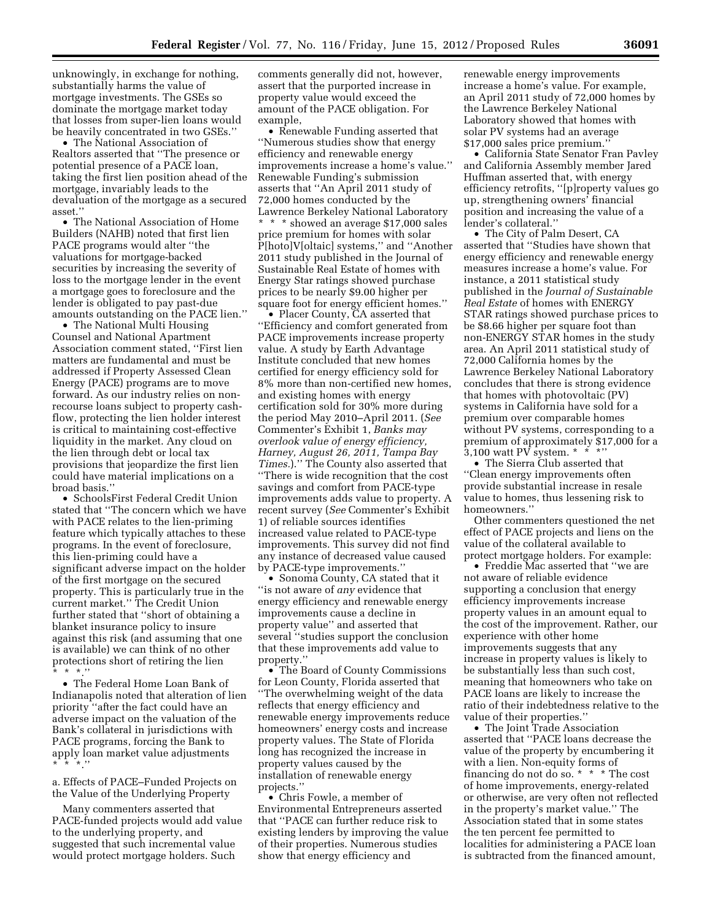unknowingly, in exchange for nothing, substantially harms the value of mortgage investments. The GSEs so dominate the mortgage market today that losses from super-lien loans would be heavily concentrated in two GSEs.''

• The National Association of Realtors asserted that ''The presence or potential presence of a PACE loan, taking the first lien position ahead of the mortgage, invariably leads to the devaluation of the mortgage as a secured asset.''

• The National Association of Home Builders (NAHB) noted that first lien PACE programs would alter ''the valuations for mortgage-backed securities by increasing the severity of loss to the mortgage lender in the event a mortgage goes to foreclosure and the lender is obligated to pay past-due amounts outstanding on the PACE lien.''

• The National Multi Housing Counsel and National Apartment Association comment stated, ''First lien matters are fundamental and must be addressed if Property Assessed Clean Energy (PACE) programs are to move forward. As our industry relies on non-recourse loans subject to property cash-flow, protecting the lien holder interest is critical to maintaining cost-effective liquidity in the market. Any cloud on the lien through debt or local tax provisions that jeopardize the first lien could have material implications on a broad basis.''

• SchoolsFirst Federal Credit Union stated that ''The concern which we have with PACE relates to the lien-priming feature which typically attaches to these programs. In the event of foreclosure, this lien-priming could have a significant adverse impact on the holder of the first mortgage on the secured property. This is particularly true in the current market.'' The Credit Union further stated that ''short of obtaining a blanket insurance policy to insure against this risk (and assuming that one is available) we can think of no other protections short of retiring the lien * * *.''

• The Federal Home Loan Bank of Indianapolis noted that alteration of lien priority ''after the fact could have an adverse impact on the valuation of the Bank's collateral in jurisdictions with PACE programs, forcing the Bank to apply loan market value adjustments * * *.''

a. Effects of PACE–Funded Projects on the Value of the Underlying Property

Many commenters asserted that PACE-funded projects would add value to the underlying property, and suggested that such incremental value would protect mortgage holders. Such comments generally did not, however, assert that the purported increase in property value would exceed the amount of the PACE obligation. For example,

• Renewable Funding asserted that ''Numerous studies show that energy efficiency and renewable energy improvements increase a home's value.'' Renewable Funding's submission asserts that ''An April 2011 study of 72,000 homes conducted by the Lawrence Berkeley National Laboratory * * * showed an average $17,000 sales price premium for homes with solar P[hoto]V[oltaic] systems,'' and ''Another 2011 study published in the Journal of Sustainable Real Estate of homes with Energy Star ratings showed purchase prices to be nearly $9.00 higher per square foot for energy efficient homes.''

• Placer County, CA asserted that ''Efficiency and comfort generated from PACE improvements increase property value. A study by Earth Advantage Institute concluded that new homes certified for energy efficiency sold for 8% more than non-certified new homes, and existing homes with energy certification sold for 30% more during the period May 2010–April 2011. (*See* Commenter's Exhibit 1, *Banks may overlook value of energy efficiency, Harney, August 26, 2011, Tampa Bay Times.*).'' The County also asserted that ''There is wide recognition that the cost savings and comfort from PACE-type improvements adds value to property. A recent survey (*See* Commenter's Exhibit 1) of reliable sources identifies increased value related to PACE-type improvements. This survey did not find any instance of decreased value caused by PACE-type improvements.''

• Sonoma County, CA stated that it ''is not aware of *any* evidence that energy efficiency and renewable energy improvements cause a decline in property value'' and asserted that several ''studies support the conclusion that these improvements add value to property.''

• The Board of County Commissions for Leon County, Florida asserted that ''The overwhelming weight of the data reflects that energy efficiency and renewable energy improvements reduce homeowners' energy costs and increase property values. The State of Florida long has recognized the increase in property values caused by the installation of renewable energy projects.''

• Chris Fowle, a member of Environmental Entrepreneurs asserted that ''PACE can further reduce risk to existing lenders by improving the value of their properties. Numerous studies show that energy efficiency and renewable energy improvements increase a home's value. For example, an April 2011 study of 72,000 homes by the Lawrence Berkeley National Laboratory showed that homes with solar PV systems had an average $17,000 sales price premium.''

• California State Senator Fran Pavley and California Assembly member Jared Huffman asserted that, with energy efficiency retrofits, ''[p]roperty values go up, strengthening owners' financial position and increasing the value of a lender's collateral.''

• The City of Palm Desert, CA asserted that ''Studies have shown that energy efficiency and renewable energy measures increase a home's value. For instance, a 2011 statistical study published in the *Journal of Sustainable Real Estate* of homes with ENERGY STAR ratings showed purchase prices to be $8.66 higher per square foot than non-ENERGY STAR homes in the study area. An April 2011 statistical study of 72,000 California homes by the Lawrence Berkeley National Laboratory concludes that there is strong evidence that homes with photovoltaic (PV) systems in California have sold for a premium over comparable homes without PV systems, corresponding to a premium of approximately $17,000 for a 3,100 watt PV system. * * *''

• The Sierra Club asserted that ''Clean energy improvements often provide substantial increase in resale value to homes, thus lessening risk to homeowners.''

Other commenters questioned the net effect of PACE projects and liens on the value of the collateral available to protect mortgage holders. For example:

• Freddie Mac asserted that ''we are not aware of reliable evidence supporting a conclusion that energy efficiency improvements increase property values in an amount equal to the cost of the improvement. Rather, our experience with other home improvements suggests that any increase in property values is likely to be substantially less than such cost, meaning that homeowners who take on PACE loans are likely to increase the ratio of their indebtedness relative to the value of their properties.''

• The Joint Trade Association asserted that ''PACE loans decrease the value of the property by encumbering it with a lien. Non-equity forms of financing do not do so. * * * The cost of home improvements, energy-related or otherwise, are very often not reflected in the property's market value.'' The Association stated that in some states the ten percent fee permitted to localities for administering a PACE loan is subtracted from the financed amount,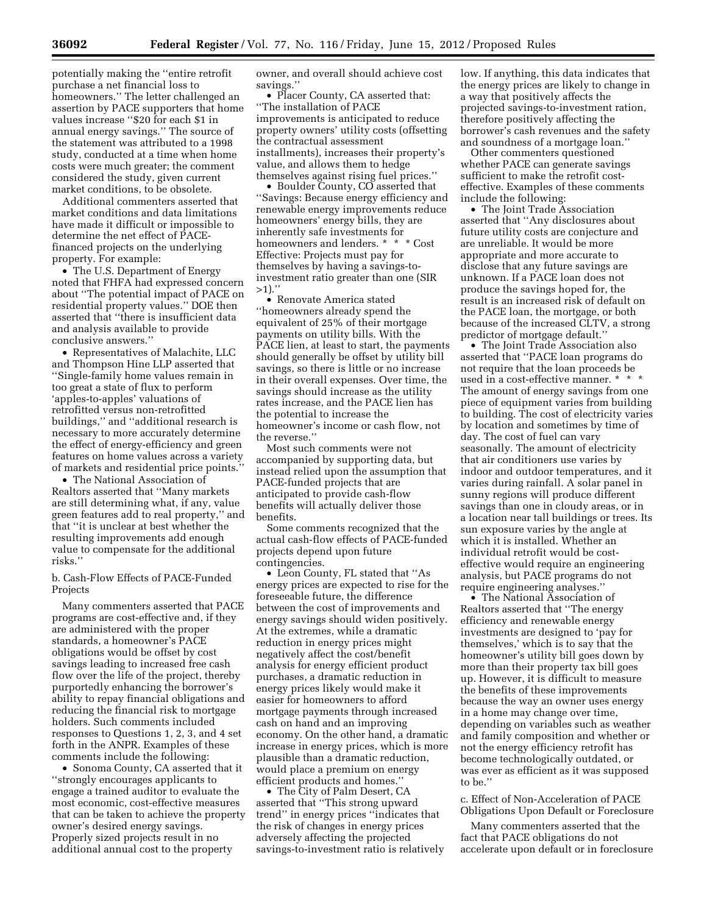potentially making the ''entire retrofit purchase a net financial loss to homeowners.'' The letter challenged an assertion by PACE supporters that home values increase ''$20 for each $1 in annual energy savings.'' The source of the statement was attributed to a 1998 study, conducted at a time when home costs were much greater; the comment considered the study, given current market conditions, to be obsolete.

Additional commenters asserted that market conditions and data limitations have made it difficult or impossible to determine the net effect of PACE-financed projects on the underlying property. For example:

- The U.S. Department of Energy noted that FHFA had expressed concern about ''The potential impact of PACE on residential property values.'' DOE then asserted that ''there is insufficient data and analysis available to provide conclusive answers.''
- Representatives of Malachite, LLC and Thompson Hine LLP asserted that ''Single-family home values remain in too great a state of flux to perform 'apples-to-apples' valuations of retrofitted versus non-retrofitted buildings,'' and ''additional research is necessary to more accurately determine the effect of energy-efficiency and green features on home values across a variety of markets and residential price points.''
- The National Association of Realtors asserted that ''Many markets are still determining what, if any, value green features add to real property,'' and that ''it is unclear at best whether the resulting improvements add enough value to compensate for the additional risks.''

b. Cash-Flow Effects of PACE-Funded Projects

Many commenters asserted that PACE programs are cost-effective and, if they are administered with the proper standards, a homeowner's PACE obligations would be offset by cost savings leading to increased free cash flow over the life of the project, thereby purportedly enhancing the borrower's ability to repay financial obligations and reducing the financial risk to mortgage holders. Such comments included responses to Questions 1, 2, 3, and 4 set forth in the ANPR. Examples of these comments include the following:

- Sonoma County, CA asserted that it ''strongly encourages applicants to engage a trained auditor to evaluate the most economic, cost-effective measures that can be taken to achieve the property owner's desired energy savings. Properly sized projects result in no additional annual cost to the property owner, and overall should achieve cost savings.''
- Placer County, CA asserted that: ''The installation of PACE improvements is anticipated to reduce property owners' utility costs (offsetting the contractual assessment installments), increases their property's value, and allows them to hedge themselves against rising fuel prices.''
- Boulder County, CO asserted that ''Savings: Because energy efficiency and renewable energy improvements reduce homeowners' energy bills, they are inherently safe investments for homeowners and lenders. * * * Cost Effective: Projects must pay for themselves by having a savings-to-investment ratio greater than one (SIR >1).''
- Renovate America stated ''homeowners already spend the equivalent of 25% of their mortgage payments on utility bills. With the PACE lien, at least to start, the payments should generally be offset by utility bill savings, so there is little or no increase in their overall expenses. Over time, the savings should increase as the utility rates increase, and the PACE lien has the potential to increase the homeowner's income or cash flow, not the reverse.''

Most such comments were not accompanied by supporting data, but instead relied upon the assumption that PACE-funded projects that are anticipated to provide cash-flow benefits will actually deliver those benefits.

Some comments recognized that the actual cash-flow effects of PACE-funded projects depend upon future contingencies.

- Leon County, FL stated that ''As energy prices are expected to rise for the foreseeable future, the difference between the cost of improvements and energy savings should widen positively. At the extremes, while a dramatic reduction in energy prices might negatively affect the cost/benefit analysis for energy efficient product purchases, a dramatic reduction in energy prices likely would make it easier for homeowners to afford mortgage payments through increased cash on hand and an improving economy. On the other hand, a dramatic increase in energy prices, which is more plausible than a dramatic reduction, would place a premium on energy efficient products and homes.''
- The City of Palm Desert, CA asserted that ''This strong upward trend'' in energy prices ''indicates that the risk of changes in energy prices adversely affecting the projected savings-to-investment ratio is relatively low. If anything, this data indicates that the energy prices are likely to change in a way that positively affects the projected savings-to-investment ration, therefore positively affecting the borrower's cash revenues and the safety and soundness of a mortgage loan.''

Other commenters questioned whether PACE can generate savings sufficient to make the retrofit cost-effective. Examples of these comments include the following:

- The Joint Trade Association asserted that ''Any disclosures about future utility costs are conjecture and are unreliable. It would be more appropriate and more accurate to disclose that any future savings are unknown. If a PACE loan does not produce the savings hoped for, the result is an increased risk of default on the PACE loan, the mortgage, or both because of the increased CLTV, a strong predictor of mortgage default.''
- The Joint Trade Association also asserted that ''PACE loan programs do not require that the loan proceeds be used in a cost-effective manner. * * * The amount of energy savings from one piece of equipment varies from building to building. The cost of electricity varies by location and sometimes by time of day. The cost of fuel can vary seasonally. The amount of electricity that air conditioners use varies by indoor and outdoor temperatures, and it varies during rainfall. A solar panel in sunny regions will produce different savings than one in cloudy areas, or in a location near tall buildings or trees. Its sun exposure varies by the angle at which it is installed. Whether an individual retrofit would be cost-effective would require an engineering analysis, but PACE programs do not require engineering analyses.''
- The National Association of Realtors asserted that ''The energy efficiency and renewable energy investments are designed to 'pay for themselves,' which is to say that the homeowner's utility bill goes down by more than their property tax bill goes up. However, it is difficult to measure the benefits of these improvements because the way an owner uses energy in a home may change over time, depending on variables such as weather and family composition and whether or not the energy efficiency retrofit has become technologically outdated, or was ever as efficient as it was supposed to be.''

c. Effect of Non-Acceleration of PACE Obligations Upon Default or Foreclosure

Many commenters asserted that the fact that PACE obligations do not accelerate upon default or in foreclosure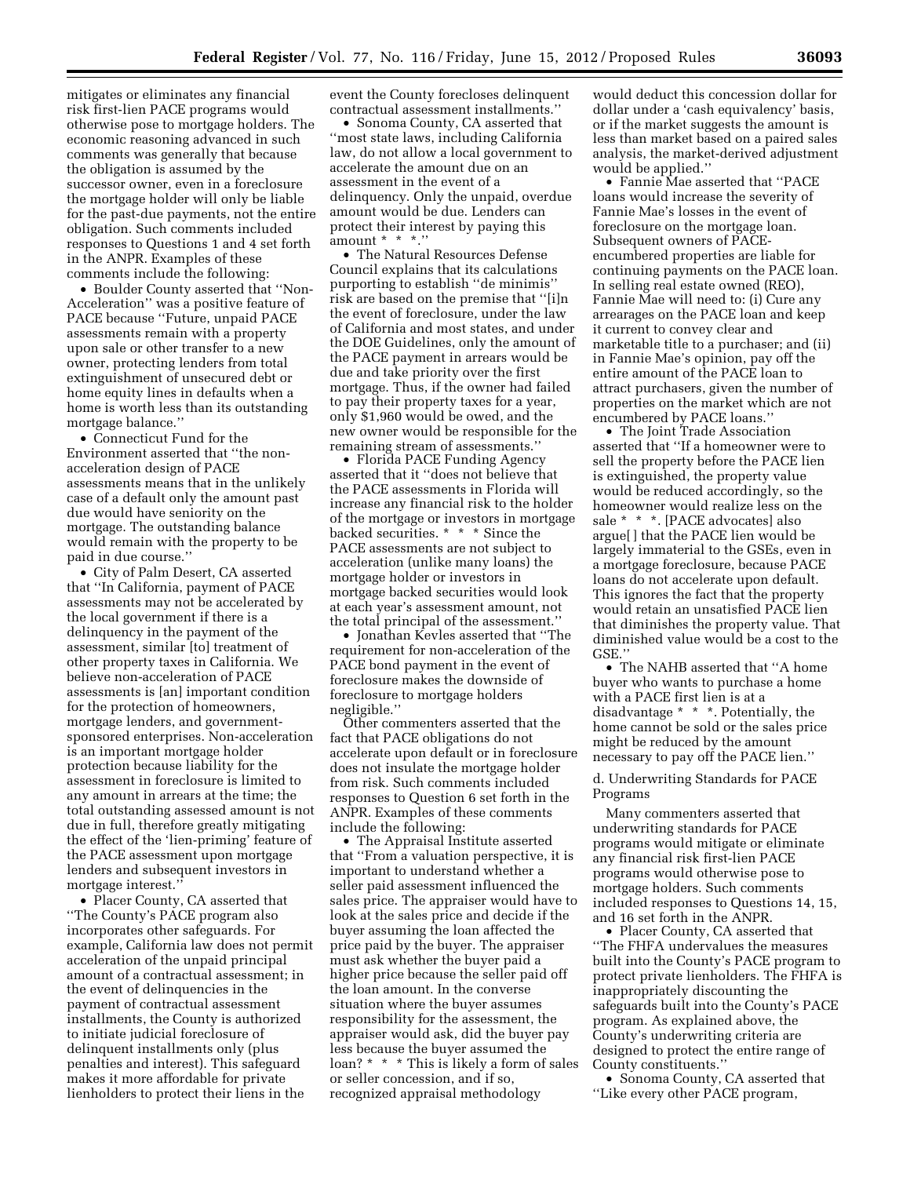mitigates or eliminates any financial risk first-lien PACE programs would otherwise pose to mortgage holders. The economic reasoning advanced in such comments was generally that because the obligation is assumed by the successor owner, even in a foreclosure the mortgage holder will only be liable for the past-due payments, not the entire obligation. Such comments included responses to Questions 1 and 4 set forth in the ANPR. Examples of these comments include the following:

- Boulder County asserted that ''Non-Acceleration'' was a positive feature of PACE because ''Future, unpaid PACE assessments remain with a property upon sale or other transfer to a new owner, protecting lenders from total extinguishment of unsecured debt or home equity lines in defaults when a home is worth less than its outstanding mortgage balance.''
- Connecticut Fund for the Environment asserted that ''the non-acceleration design of PACE assessments means that in the unlikely case of a default only the amount past due would have seniority on the mortgage. The outstanding balance would remain with the property to be paid in due course.''
- City of Palm Desert, CA asserted that ''In California, payment of PACE assessments may not be accelerated by the local government if there is a delinquency in the payment of the assessment, similar [to] treatment of other property taxes in California. We believe non-acceleration of PACE assessments is [an] important condition for the protection of homeowners, mortgage lenders, and government-sponsored enterprises. Non-acceleration is an important mortgage holder protection because liability for the assessment in foreclosure is limited to any amount in arrears at the time; the total outstanding assessed amount is not due in full, therefore greatly mitigating the effect of the 'lien-priming' feature of the PACE assessment upon mortgage lenders and subsequent investors in mortgage interest.''
- Placer County, CA asserted that ''The County's PACE program also incorporates other safeguards. For example, California law does not permit acceleration of the unpaid principal amount of a contractual assessment; in the event of delinquencies in the payment of contractual assessment installments, the County is authorized to initiate judicial foreclosure of delinquent installments only (plus penalties and interest). This safeguard makes it more affordable for private lienholders to protect their liens in the event the County forecloses delinquent contractual assessment installments.''
- Sonoma County, CA asserted that ''most state laws, including California law, do not allow a local government to accelerate the amount due on an assessment in the event of a delinquency. Only the unpaid, overdue amount would be due. Lenders can protect their interest by paying this amount * * *.''
- The Natural Resources Defense Council explains that its calculations purporting to establish ''de minimis'' risk are based on the premise that ''[i]n the event of foreclosure, under the law of California and most states, and under the DOE Guidelines, only the amount of the PACE payment in arrears would be due and take priority over the first mortgage. Thus, if the owner had failed to pay their property taxes for a year, only $1,960 would be owed, and the new owner would be responsible for the remaining stream of assessments.''
- Florida PACE Funding Agency asserted that it ''does not believe that the PACE assessments in Florida will increase any financial risk to the holder of the mortgage or investors in mortgage backed securities. * * * Since the PACE assessments are not subject to acceleration (unlike many loans) the mortgage holder or investors in mortgage backed securities would look at each year's assessment amount, not the total principal of the assessment.''
- Jonathan Kevles asserted that ''The requirement for non-acceleration of the PACE bond payment in the event of foreclosure makes the downside of foreclosure to mortgage holders negligible.''

Other commenters asserted that the fact that PACE obligations do not accelerate upon default or in foreclosure does not insulate the mortgage holder from risk. Such comments included responses to Question 6 set forth in the ANPR. Examples of these comments include the following:

- The Appraisal Institute asserted that ''From a valuation perspective, it is important to understand whether a seller paid assessment influenced the sales price. The appraiser would have to look at the sales price and decide if the buyer assuming the loan affected the price paid by the buyer. The appraiser must ask whether the buyer paid a higher price because the seller paid off the loan amount. In the converse situation where the buyer assumes responsibility for the assessment, the appraiser would ask, did the buyer pay less because the buyer assumed the loan? * * * This is likely a form of sales or seller concession, and if so, recognized appraisal methodology would deduct this concession dollar for dollar under a 'cash equivalency' basis, or if the market suggests the amount is less than market based on a paired sales analysis, the market-derived adjustment would be applied.''
- Fannie Mae asserted that ''PACE loans would increase the severity of Fannie Mae's losses in the event of foreclosure on the mortgage loan. Subsequent owners of PACE-encumbered properties are liable for continuing payments on the PACE loan. In selling real estate owned (REO), Fannie Mae will need to: (i) Cure any arrearages on the PACE loan and keep it current to convey clear and marketable title to a purchaser; and (ii) in Fannie Mae's opinion, pay off the entire amount of the PACE loan to attract purchasers, given the number of properties on the market which are not encumbered by PACE loans.''
- The Joint Trade Association asserted that ''If a homeowner were to sell the property before the PACE lien is extinguished, the property value would be reduced accordingly, so the homeowner would realize less on the sale * * *. [PACE advocates] also argue[ ] that the PACE lien would be largely immaterial to the GSEs, even in a mortgage foreclosure, because PACE loans do not accelerate upon default. This ignores the fact that the property would retain an unsatisfied PACE lien that diminishes the property value. That diminished value would be a cost to the GSE.''
- The NAHB asserted that ''A home buyer who wants to purchase a home with a PACE first lien is at a disadvantage * * *. Potentially, the home cannot be sold or the sales price might be reduced by the amount necessary to pay off the PACE lien.''

d. Underwriting Standards for PACE Programs

Many commenters asserted that underwriting standards for PACE programs would mitigate or eliminate any financial risk first-lien PACE programs would otherwise pose to mortgage holders. Such comments included responses to Questions 14, 15, and 16 set forth in the ANPR.

- Placer County, CA asserted that ''The FHFA undervalues the measures built into the County's PACE program to protect private lienholders. The FHFA is inappropriately discounting the safeguards built into the County's PACE program. As explained above, the County's underwriting criteria are designed to protect the entire range of County constituents.''
- Sonoma County, CA asserted that ''Like every other PACE program,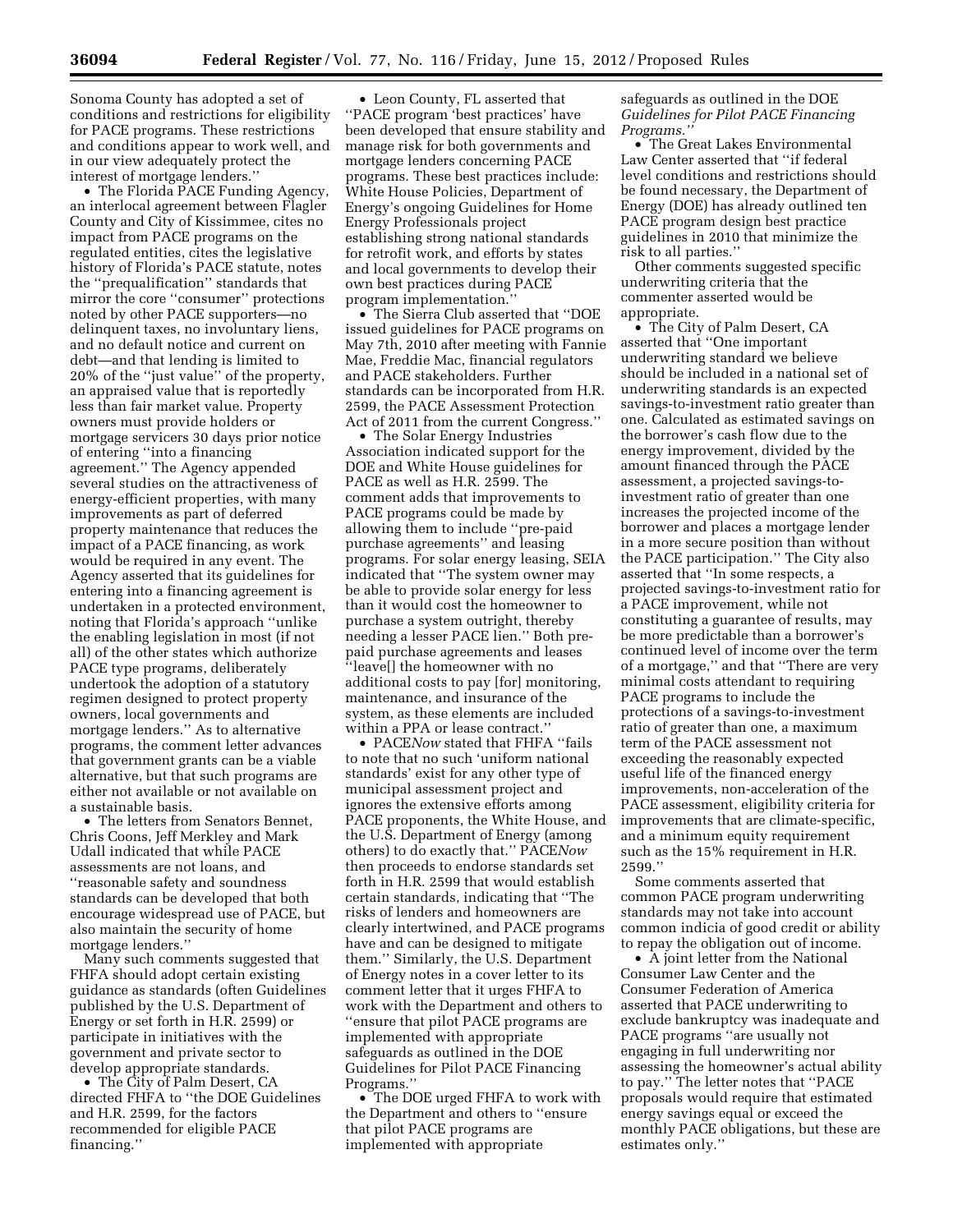Sonoma County has adopted a set of conditions and restrictions for eligibility for PACE programs. These restrictions and conditions appear to work well, and in our view adequately protect the interest of mortgage lenders.''

• The Florida PACE Funding Agency, an interlocal agreement between Flagler County and City of Kissimmee, cites no impact from PACE programs on the regulated entities, cites the legislative history of Florida's PACE statute, notes the ''prequalification'' standards that mirror the core ''consumer'' protections noted by other PACE supporters—no delinquent taxes, no involuntary liens, and no default notice and current on debt—and that lending is limited to 20% of the ''just value'' of the property, an appraised value that is reportedly less than fair market value. Property owners must provide holders or mortgage servicers 30 days prior notice of entering ''into a financing agreement.'' The Agency appended several studies on the attractiveness of energy-efficient properties, with many improvements as part of deferred property maintenance that reduces the impact of a PACE financing, as work would be required in any event. The Agency asserted that its guidelines for entering into a financing agreement is undertaken in a protected environment, noting that Florida's approach ''unlike the enabling legislation in most (if not all) of the other states which authorize PACE type programs, deliberately undertook the adoption of a statutory regimen designed to protect property owners, local governments and mortgage lenders.'' As to alternative programs, the comment letter advances that government grants can be a viable alternative, but that such programs are either not available or not available on a sustainable basis.

• The letters from Senators Bennet, Chris Coons, Jeff Merkley and Mark Udall indicated that while PACE assessments are not loans, and ''reasonable safety and soundness standards can be developed that both encourage widespread use of PACE, but also maintain the security of home mortgage lenders.''

Many such comments suggested that FHFA should adopt certain existing guidance as standards (often Guidelines published by the U.S. Department of Energy or set forth in H.R. 2599) or participate in initiatives with the government and private sector to develop appropriate standards.

• The City of Palm Desert, CA directed FHFA to ''the DOE Guidelines and H.R. 2599, for the factors recommended for eligible PACE financing.''

• Leon County, FL asserted that ''PACE program 'best practices' have been developed that ensure stability and manage risk for both governments and mortgage lenders concerning PACE programs. These best practices include: White House Policies, Department of Energy's ongoing Guidelines for Home Energy Professionals project establishing strong national standards for retrofit work, and efforts by states and local governments to develop their own best practices during PACE program implementation.''

• The Sierra Club asserted that ''DOE issued guidelines for PACE programs on May 7th, 2010 after meeting with Fannie Mae, Freddie Mac, financial regulators and PACE stakeholders. Further standards can be incorporated from H.R. 2599, the PACE Assessment Protection Act of 2011 from the current Congress.''

• The Solar Energy Industries Association indicated support for the DOE and White House guidelines for PACE as well as H.R. 2599. The comment adds that improvements to PACE programs could be made by allowing them to include ''pre-paid purchase agreements'' and leasing programs. For solar energy leasing, SEIA indicated that ''The system owner may be able to provide solar energy for less than it would cost the homeowner to purchase a system outright, thereby needing a lesser PACE lien.'' Both pre-paid purchase agreements and leases ''leave[] the homeowner with no additional costs to pay [for] monitoring, maintenance, and insurance of the system, as these elements are included within a PPA or lease contract.''

• PACE*Now* stated that FHFA ''fails to note that no such 'uniform national standards' exist for any other type of municipal assessment project and ignores the extensive efforts among PACE proponents, the White House, and the U.S. Department of Energy (among others) to do exactly that.'' PACE*Now* then proceeds to endorse standards set forth in H.R. 2599 that would establish certain standards, indicating that ''The risks of lenders and homeowners are clearly intertwined, and PACE programs have and can be designed to mitigate them.'' Similarly, the U.S. Department of Energy notes in a cover letter to its comment letter that it urges FHFA to work with the Department and others to ''ensure that pilot PACE programs are implemented with appropriate safeguards as outlined in the DOE Guidelines for Pilot PACE Financing Programs.''

• The DOE urged FHFA to work with the Department and others to ''ensure that pilot PACE programs are implemented with appropriate safeguards as outlined in the DOE *Guidelines for Pilot PACE Financing Programs.''*

• The Great Lakes Environmental Law Center asserted that ''if federal level conditions and restrictions should be found necessary, the Department of Energy (DOE) has already outlined ten PACE program design best practice guidelines in 2010 that minimize the risk to all parties.''

Other comments suggested specific underwriting criteria that the commenter asserted would be appropriate.

• The City of Palm Desert, CA asserted that ''One important underwriting standard we believe should be included in a national set of underwriting standards is an expected savings-to-investment ratio greater than one. Calculated as estimated savings on the borrower's cash flow due to the energy improvement, divided by the amount financed through the PACE assessment, a projected savings-to-investment ratio of greater than one increases the projected income of the borrower and places a mortgage lender in a more secure position than without the PACE participation.'' The City also asserted that ''In some respects, a projected savings-to-investment ratio for a PACE improvement, while not constituting a guarantee of results, may be more predictable than a borrower's continued level of income over the term of a mortgage,'' and that ''There are very minimal costs attendant to requiring PACE programs to include the protections of a savings-to-investment ratio of greater than one, a maximum term of the PACE assessment not exceeding the reasonably expected useful life of the financed energy improvements, non-acceleration of the PACE assessment, eligibility criteria for improvements that are climate-specific, and a minimum equity requirement such as the 15% requirement in H.R. 2599.''

Some comments asserted that common PACE program underwriting standards may not take into account common indicia of good credit or ability to repay the obligation out of income.

• A joint letter from the National Consumer Law Center and the Consumer Federation of America asserted that PACE underwriting to exclude bankruptcy was inadequate and PACE programs ''are usually not engaging in full underwriting nor assessing the homeowner's actual ability to pay.'' The letter notes that ''PACE proposals would require that estimated energy savings equal or exceed the monthly PACE obligations, but these are estimates only.''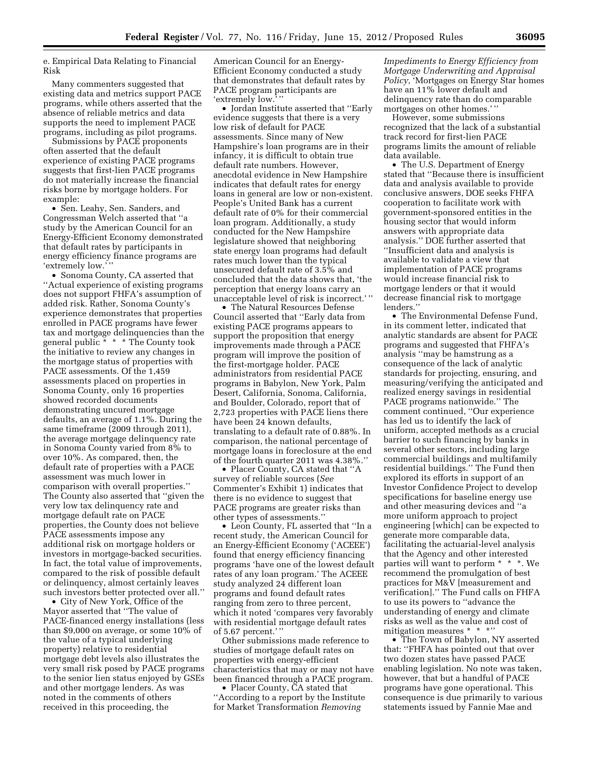e. Empirical Data Relating to Financial Risk

Many commenters suggested that existing data and metrics support PACE programs, while others asserted that the absence of reliable metrics and data supports the need to implement PACE programs, including as pilot programs.

Submissions by PACE proponents often asserted that the default experience of existing PACE programs suggests that first-lien PACE programs do not materially increase the financial risks borne by mortgage holders. For example:

- Sen. Leahy, Sen. Sanders, and Congressman Welch asserted that ''a study by the American Council for an Energy-Efficient Economy demonstrated that default rates by participants in energy efficiency finance programs are 'extremely low.' ''
- Sonoma County, CA asserted that ''Actual experience of existing programs does not support FHFA's assumption of added risk. Rather, Sonoma County's experience demonstrates that properties enrolled in PACE programs have fewer tax and mortgage delinquencies than the general public * * * The County took the initiative to review any changes in the mortgage status of properties with PACE assessments. Of the 1,459 assessments placed on properties in Sonoma County, only 16 properties showed recorded documents demonstrating uncured mortgage defaults, an average of 1.1%. During the same timeframe (2009 through 2011), the average mortgage delinquency rate in Sonoma County varied from 8% to over 10%. As compared, then, the default rate of properties with a PACE assessment was much lower in comparison with overall properties.'' The County also asserted that ''given the very low tax delinquency rate and mortgage default rate on PACE properties, the County does not believe PACE assessments impose any additional risk on mortgage holders or investors in mortgage-backed securities. In fact, the total value of improvements, compared to the risk of possible default or delinquency, almost certainly leaves such investors better protected over all.''
- City of New York, Office of the Mayor asserted that ''The value of PACE-financed energy installations (less than $9,000 on average, or some 10% of the value of a typical underlying property) relative to residential mortgage debt levels also illustrates the very small risk posed by PACE programs to the senior lien status enjoyed by GSEs and other mortgage lenders. As was noted in the comments of others received in this proceeding, the American Council for an Energy-Efficient Economy conducted a study that demonstrates that default rates by PACE program participants are 'extremely low.' ''
- Jordan Institute asserted that ''Early evidence suggests that there is a very low risk of default for PACE assessments. Since many of New Hampshire's loan programs are in their infancy, it is difficult to obtain true default rate numbers. However, anecdotal evidence in New Hampshire indicates that default rates for energy loans in general are low or non-existent. People's United Bank has a current default rate of 0% for their commercial loan program. Additionally, a study conducted for the New Hampshire legislature showed that neighboring state energy loan programs had default rates much lower than the typical unsecured default rate of 3.5% and concluded that the data shows that, 'the perception that energy loans carry an unacceptable level of risk is incorrect.' ''
- The Natural Resources Defense Council asserted that ''Early data from existing PACE programs appears to support the proposition that energy improvements made through a PACE program will improve the position of the first-mortgage holder. PACE administrators from residential PACE programs in Babylon, New York, Palm Desert, California, Sonoma, California, and Boulder, Colorado, report that of 2,723 properties with PACE liens there have been 24 known defaults, translating to a default rate of 0.88%. In comparison, the national percentage of mortgage loans in foreclosure at the end of the fourth quarter 2011 was 4.38%.''
- Placer County, CA stated that ''A survey of reliable sources (*See* Commenter's Exhibit 1) indicates that there is no evidence to suggest that PACE programs are greater risks than other types of assessments.''
- Leon County, FL asserted that ''In a recent study, the American Council for an Energy-Efficient Economy ('ACEEE') found that energy efficiency financing programs 'have one of the lowest default rates of any loan program.' The ACEEE study analyzed 24 different loan programs and found default rates ranging from zero to three percent, which it noted 'compares very favorably with residential mortgage default rates of 5.67 percent.' ''

Other submissions made reference to studies of mortgage default rates on properties with energy-efficient characteristics that may or may not have been financed through a PACE program.

- Placer County, CA stated that ''According to a report by the Institute for Market Transformation *Removing Impediments to Energy Efficiency from Mortgage Underwriting and Appraisal Policy,* 'Mortgages on Energy Star homes have an 11% lower default and delinquency rate than do comparable mortgages on other homes.' ''

However, some submissions recognized that the lack of a substantial track record for first-lien PACE programs limits the amount of reliable data available.

- The U.S. Department of Energy stated that ''Because there is insufficient data and analysis available to provide conclusive answers, DOE seeks FHFA cooperation to facilitate work with government-sponsored entities in the housing sector that would inform answers with appropriate data analysis.'' DOE further asserted that ''Insufficient data and analysis is available to validate a view that implementation of PACE programs would increase financial risk to mortgage lenders or that it would decrease financial risk to mortgage lenders.''
- The Environmental Defense Fund, in its comment letter, indicated that analytic standards are absent for PACE programs and suggested that FHFA's analysis ''may be hamstrung as a consequence of the lack of analytic standards for projecting, ensuring, and measuring/verifying the anticipated and realized energy savings in residential PACE programs nationwide.'' The comment continued, ''Our experience has led us to identify the lack of uniform, accepted methods as a crucial barrier to such financing by banks in several other sectors, including large commercial buildings and multifamily residential buildings.'' The Fund then explored its efforts in support of an Investor Confidence Project to develop specifications for baseline energy use and other measuring devices and ''a more uniform approach to project engineering [which] can be expected to generate more comparable data, facilitating the actuarial-level analysis that the Agency and other interested parties will want to perform * * *. We recommend the promulgation of best practices for M&V [measurement and verification].'' The Fund calls on FHFA to use its powers to ''advance the understanding of energy and climate risks as well as the value and cost of mitigation measures * * *''
- The Town of Babylon, NY asserted that: ''FHFA has pointed out that over two dozen states have passed PACE enabling legislation. No note was taken, however, that but a handful of PACE programs have gone operational. This consequence is due primarily to various statements issued by Fannie Mae and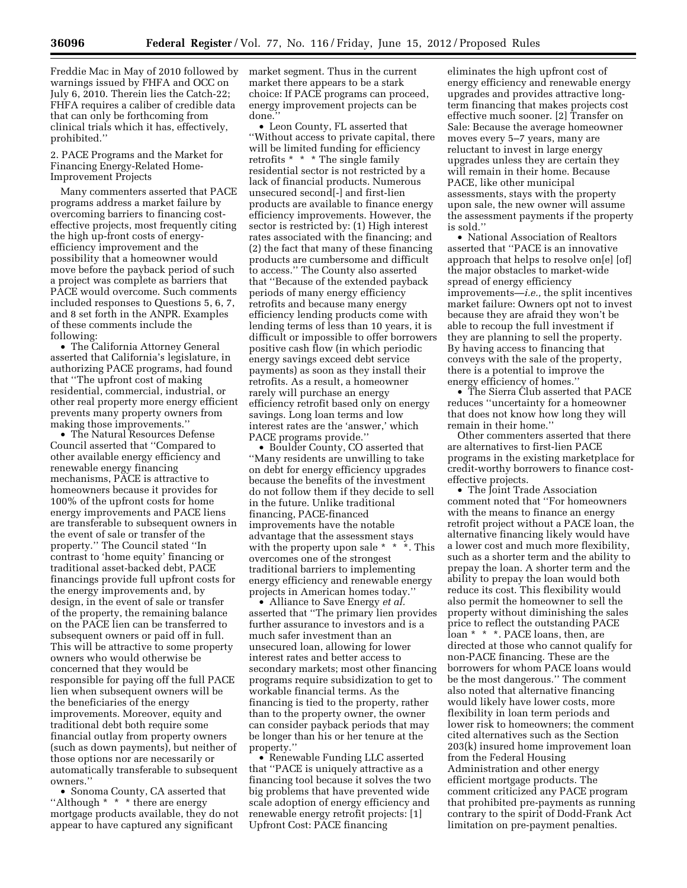Freddie Mac in May of 2010 followed by warnings issued by FHFA and OCC on July 6, 2010. Therein lies the Catch-22; FHFA requires a caliber of credible data that can only be forthcoming from clinical trials which it has, effectively, prohibited.''

2. PACE Programs and the Market for Financing Energy-Related Home-Improvement Projects

Many commenters asserted that PACE programs address a market failure by overcoming barriers to financing cost-effective projects, most frequently citing the high up-front costs of energy-efficiency improvement and the possibility that a homeowner would move before the payback period of such a project was complete as barriers that PACE would overcome. Such comments included responses to Questions 5, 6, 7, and 8 set forth in the ANPR. Examples of these comments include the following:

- The California Attorney General asserted that California's legislature, in authorizing PACE programs, had found that ''The upfront cost of making residential, commercial, industrial, or other real property more energy efficient prevents many property owners from making those improvements.''
- The Natural Resources Defense Council asserted that ''Compared to other available energy efficiency and renewable energy financing mechanisms, PACE is attractive to homeowners because it provides for 100% of the upfront costs for home energy improvements and PACE liens are transferable to subsequent owners in the event of sale or transfer of the property.'' The Council stated ''In contrast to 'home equity' financing or traditional asset-backed debt, PACE financings provide full upfront costs for the energy improvements and, by design, in the event of sale or transfer of the property, the remaining balance on the PACE lien can be transferred to subsequent owners or paid off in full. This will be attractive to some property owners who would otherwise be concerned that they would be responsible for paying off the full PACE lien when subsequent owners will be the beneficiaries of the energy improvements. Moreover, equity and traditional debt both require some financial outlay from property owners (such as down payments), but neither of those options nor are necessarily or automatically transferable to subsequent owners.''
- Sonoma County, CA asserted that ''Although * * * there are energy mortgage products available, they do not appear to have captured any significant market segment. Thus in the current market there appears to be a stark choice: If PACE programs can proceed, energy improvement projects can be done.''
- Leon County, FL asserted that ''Without access to private capital, there will be limited funding for efficiency retrofits * * * The single family residential sector is not restricted by a lack of financial products. Numerous unsecured second[-] and first-lien products are available to finance energy efficiency improvements. However, the sector is restricted by: (1) High interest rates associated with the financing; and (2) the fact that many of these financing products are cumbersome and difficult to access.'' The County also asserted that ''Because of the extended payback periods of many energy efficiency retrofits and because many energy efficiency lending products come with lending terms of less than 10 years, it is difficult or impossible to offer borrowers positive cash flow (in which periodic energy savings exceed debt service payments) as soon as they install their retrofits. As a result, a homeowner rarely will purchase an energy efficiency retrofit based only on energy savings. Long loan terms and low interest rates are the 'answer,' which PACE programs provide.''
- Boulder County, CO asserted that ''Many residents are unwilling to take on debt for energy efficiency upgrades because the benefits of the investment do not follow them if they decide to sell in the future. Unlike traditional financing, PACE-financed improvements have the notable advantage that the assessment stays with the property upon sale * * *. This overcomes one of the strongest traditional barriers to implementing energy efficiency and renewable energy projects in American homes today.''
- Alliance to Save Energy *et al.* asserted that ''The primary lien provides further assurance to investors and is a much safer investment than an unsecured loan, allowing for lower interest rates and better access to secondary markets; most other financing programs require subsidization to get to workable financial terms. As the financing is tied to the property, rather than to the property owner, the owner can consider payback periods that may be longer than his or her tenure at the property.''
- Renewable Funding LLC asserted that ''PACE is uniquely attractive as a financing tool because it solves the two big problems that have prevented wide scale adoption of energy efficiency and renewable energy retrofit projects: [1] Upfront Cost: PACE financing eliminates the high upfront cost of energy efficiency and renewable energy upgrades and provides attractive long-term financing that makes projects cost effective much sooner. [2] Transfer on Sale: Because the average homeowner moves every 5–7 years, many are reluctant to invest in large energy upgrades unless they are certain they will remain in their home. Because PACE, like other municipal assessments, stays with the property upon sale, the new owner will assume the assessment payments if the property is sold.''
- National Association of Realtors asserted that ''PACE is an innovative approach that helps to resolve on[e] [of] the major obstacles to market-wide spread of energy efficiency improvements—*i.e.,* the split incentives market failure: Owners opt not to invest because they are afraid they won't be able to recoup the full investment if they are planning to sell the property. By having access to financing that conveys with the sale of the property, there is a potential to improve the energy efficiency of homes.''
- The Sierra Club asserted that PACE reduces ''uncertainty for a homeowner that does not know how long they will remain in their home.''

Other commenters asserted that there are alternatives to first-lien PACE programs in the existing marketplace for credit-worthy borrowers to finance cost-effective projects.

- The Joint Trade Association comment noted that ''For homeowners with the means to finance an energy retrofit project without a PACE loan, the alternative financing likely would have a lower cost and much more flexibility, such as a shorter term and the ability to prepay the loan. A shorter term and the ability to prepay the loan would both reduce its cost. This flexibility would also permit the homeowner to sell the property without diminishing the sales price to reflect the outstanding PACE loan * * *. PACE loans, then, are directed at those who cannot qualify for non-PACE financing. These are the borrowers for whom PACE loans would be the most dangerous.'' The comment also noted that alternative financing would likely have lower costs, more flexibility in loan term periods and lower risk to homeowners; the comment cited alternatives such as the Section 203(k) insured home improvement loan from the Federal Housing Administration and other energy efficient mortgage products. The comment criticized any PACE program that prohibited pre-payments as running contrary to the spirit of Dodd-Frank Act limitation on pre-payment penalties.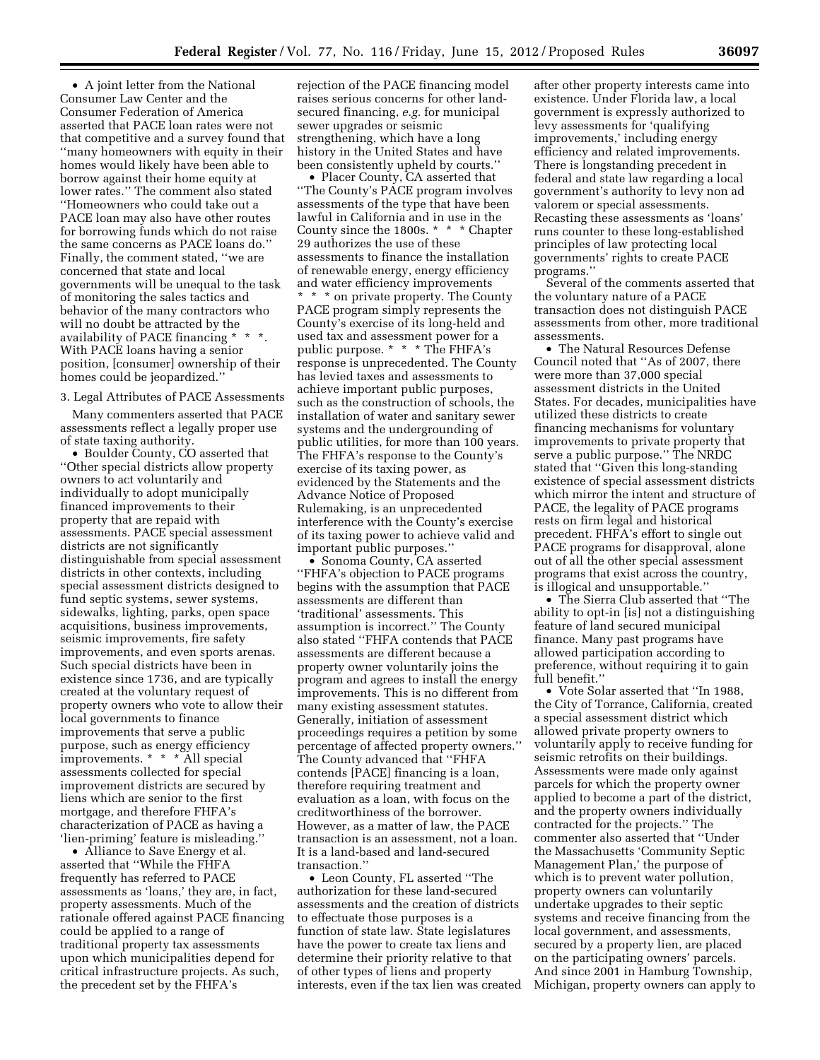• A joint letter from the National Consumer Law Center and the Consumer Federation of America asserted that PACE loan rates were not that competitive and a survey found that ''many homeowners with equity in their homes would likely have been able to borrow against their home equity at lower rates.'' The comment also stated ''Homeowners who could take out a PACE loan may also have other routes for borrowing funds which do not raise the same concerns as PACE loans do.'' Finally, the comment stated, ''we are concerned that state and local governments will be unequal to the task of monitoring the sales tactics and behavior of the many contractors who will no doubt be attracted by the availability of PACE financing * * *. With PACE loans having a senior position, [consumer] ownership of their homes could be jeopardized.''

3. Legal Attributes of PACE Assessments

Many commenters asserted that PACE assessments reflect a legally proper use of state taxing authority.

• Boulder County, CO asserted that ''Other special districts allow property owners to act voluntarily and individually to adopt municipally financed improvements to their property that are repaid with assessments. PACE special assessment districts are not significantly distinguishable from special assessment districts in other contexts, including special assessment districts designed to fund septic systems, sewer systems, sidewalks, lighting, parks, open space acquisitions, business improvements, seismic improvements, fire safety improvements, and even sports arenas. Such special districts have been in existence since 1736, and are typically created at the voluntary request of property owners who vote to allow their local governments to finance improvements that serve a public purpose, such as energy efficiency improvements. * * * All special assessments collected for special improvement districts are secured by liens which are senior to the first mortgage, and therefore FHFA's characterization of PACE as having a 'lien-priming' feature is misleading.''

• Alliance to Save Energy et al. asserted that ''While the FHFA frequently has referred to PACE assessments as 'loans,' they are, in fact, property assessments. Much of the rationale offered against PACE financing could be applied to a range of traditional property tax assessments upon which municipalities depend for critical infrastructure projects. As such, the precedent set by the FHFA's rejection of the PACE financing model raises serious concerns for other land-secured financing, *e.g.* for municipal sewer upgrades or seismic strengthening, which have a long history in the United States and have been consistently upheld by courts.''

• Placer County, CA asserted that ''The County's PACE program involves assessments of the type that have been lawful in California and in use in the County since the 1800s. * * * Chapter 29 authorizes the use of these assessments to finance the installation of renewable energy, energy efficiency and water efficiency improvements * * * on private property. The County PACE program simply represents the County's exercise of its long-held and used tax and assessment power for a public purpose. * * * The FHFA's response is unprecedented. The County has levied taxes and assessments to achieve important public purposes, such as the construction of schools, the installation of water and sanitary sewer systems and the undergrounding of public utilities, for more than 100 years. The FHFA's response to the County's exercise of its taxing power, as evidenced by the Statements and the Advance Notice of Proposed Rulemaking, is an unprecedented interference with the County's exercise of its taxing power to achieve valid and important public purposes.''

• Sonoma County, CA asserted ''FHFA's objection to PACE programs begins with the assumption that PACE assessments are different than 'traditional' assessments. This assumption is incorrect.'' The County also stated ''FHFA contends that PACE assessments are different because a property owner voluntarily joins the program and agrees to install the energy improvements. This is no different from many existing assessment statutes. Generally, initiation of assessment proceedings requires a petition by some percentage of affected property owners.'' The County advanced that ''FHFA contends [PACE] financing is a loan, therefore requiring treatment and evaluation as a loan, with focus on the creditworthiness of the borrower. However, as a matter of law, the PACE transaction is an assessment, not a loan. It is a land-based and land-secured transaction.''

• Leon County, FL asserted ''The authorization for these land-secured assessments and the creation of districts to effectuate those purposes is a function of state law. State legislatures have the power to create tax liens and determine their priority relative to that of other types of liens and property interests, even if the tax lien was created after other property interests came into existence. Under Florida law, a local government is expressly authorized to levy assessments for 'qualifying improvements,' including energy efficiency and related improvements. There is longstanding precedent in federal and state law regarding a local government's authority to levy non ad valorem or special assessments. Recasting these assessments as 'loans' runs counter to these long-established principles of law protecting local governments' rights to create PACE programs.''

Several of the comments asserted that the voluntary nature of a PACE transaction does not distinguish PACE assessments from other, more traditional assessments.

• The Natural Resources Defense Council noted that ''As of 2007, there were more than 37,000 special assessment districts in the United States. For decades, municipalities have utilized these districts to create financing mechanisms for voluntary improvements to private property that serve a public purpose.'' The NRDC stated that ''Given this long-standing existence of special assessment districts which mirror the intent and structure of PACE, the legality of PACE programs rests on firm legal and historical precedent. FHFA's effort to single out PACE programs for disapproval, alone out of all the other special assessment programs that exist across the country, is illogical and unsupportable.''

• The Sierra Club asserted that ''The ability to opt-in [is] not a distinguishing feature of land secured municipal finance. Many past programs have allowed participation according to preference, without requiring it to gain full benefit.''

• Vote Solar asserted that ''In 1988, the City of Torrance, California, created a special assessment district which allowed private property owners to voluntarily apply to receive funding for seismic retrofits on their buildings. Assessments were made only against parcels for which the property owner applied to become a part of the district, and the property owners individually contracted for the projects.'' The commenter also asserted that ''Under the Massachusetts 'Community Septic Management Plan,' the purpose of which is to prevent water pollution, property owners can voluntarily undertake upgrades to their septic systems and receive financing from the local government, and assessments, secured by a property lien, are placed on the participating owners' parcels. And since 2001 in Hamburg Township, Michigan, property owners can apply to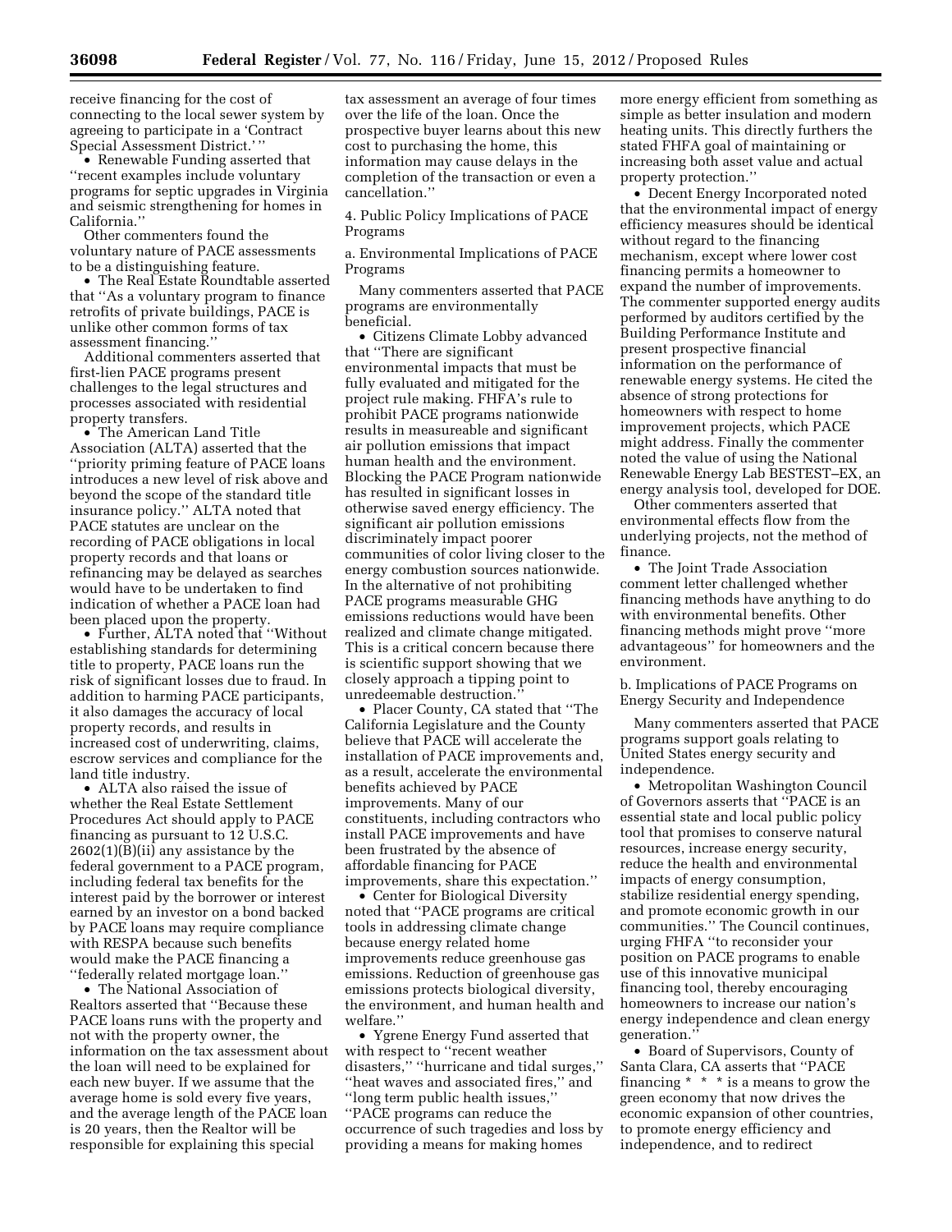receive financing for the cost of connecting to the local sewer system by agreeing to participate in a 'Contract Special Assessment District.' ''

• Renewable Funding asserted that ''recent examples include voluntary programs for septic upgrades in Virginia and seismic strengthening for homes in California.''

Other commenters found the voluntary nature of PACE assessments to be a distinguishing feature.

• The Real Estate Roundtable asserted that ''As a voluntary program to finance retrofits of private buildings, PACE is unlike other common forms of tax assessment financing.''

Additional commenters asserted that first-lien PACE programs present challenges to the legal structures and processes associated with residential property transfers.

• The American Land Title Association (ALTA) asserted that the ''priority priming feature of PACE loans introduces a new level of risk above and beyond the scope of the standard title insurance policy.'' ALTA noted that PACE statutes are unclear on the recording of PACE obligations in local property records and that loans or refinancing may be delayed as searches would have to be undertaken to find indication of whether a PACE loan had been placed upon the property.

• Further, ALTA noted that ''Without establishing standards for determining title to property, PACE loans run the risk of significant losses due to fraud. In addition to harming PACE participants, it also damages the accuracy of local property records, and results in increased cost of underwriting, claims, escrow services and compliance for the land title industry.

• ALTA also raised the issue of whether the Real Estate Settlement Procedures Act should apply to PACE financing as pursuant to 12 U.S.C. 2602(1)(B)(ii) any assistance by the federal government to a PACE program, including federal tax benefits for the interest paid by the borrower or interest earned by an investor on a bond backed by PACE loans may require compliance with RESPA because such benefits would make the PACE financing a ''federally related mortgage loan.''

• The National Association of Realtors asserted that ''Because these PACE loans runs with the property and not with the property owner, the information on the tax assessment about the loan will need to be explained for each new buyer. If we assume that the average home is sold every five years, and the average length of the PACE loan is 20 years, then the Realtor will be responsible for explaining this special tax assessment an average of four times over the life of the loan. Once the prospective buyer learns about this new cost to purchasing the home, this information may cause delays in the completion of the transaction or even a cancellation.''

4. Public Policy Implications of PACE Programs

a. Environmental Implications of PACE Programs

Many commenters asserted that PACE programs are environmentally beneficial.

• Citizens Climate Lobby advanced that ''There are significant environmental impacts that must be fully evaluated and mitigated for the project rule making. FHFA's rule to prohibit PACE programs nationwide results in measureable and significant air pollution emissions that impact human health and the environment. Blocking the PACE Program nationwide has resulted in significant losses in otherwise saved energy efficiency. The significant air pollution emissions discriminately impact poorer communities of color living closer to the energy combustion sources nationwide. In the alternative of not prohibiting PACE programs measurable GHG emissions reductions would have been realized and climate change mitigated. This is a critical concern because there is scientific support showing that we closely approach a tipping point to unredeemable destruction.''

• Placer County, CA stated that ''The California Legislature and the County believe that PACE will accelerate the installation of PACE improvements and, as a result, accelerate the environmental benefits achieved by PACE improvements. Many of our constituents, including contractors who install PACE improvements and have been frustrated by the absence of affordable financing for PACE improvements, share this expectation.''

• Center for Biological Diversity noted that ''PACE programs are critical tools in addressing climate change because energy related home improvements reduce greenhouse gas emissions. Reduction of greenhouse gas emissions protects biological diversity, the environment, and human health and welfare.''

• Ygrene Energy Fund asserted that with respect to ''recent weather disasters,'' ''hurricane and tidal surges,'' ''heat waves and associated fires,'' and ''long term public health issues,'' ''PACE programs can reduce the occurrence of such tragedies and loss by providing a means for making homes more energy efficient from something as simple as better insulation and modern heating units. This directly furthers the stated FHFA goal of maintaining or increasing both asset value and actual property protection.''

• Decent Energy Incorporated noted that the environmental impact of energy efficiency measures should be identical without regard to the financing mechanism, except where lower cost financing permits a homeowner to expand the number of improvements. The commenter supported energy audits performed by auditors certified by the Building Performance Institute and present prospective financial information on the performance of renewable energy systems. He cited the absence of strong protections for homeowners with respect to home improvement projects, which PACE might address. Finally the commenter noted the value of using the National Renewable Energy Lab BESTEST–EX, an energy analysis tool, developed for DOE.

Other commenters asserted that environmental effects flow from the underlying projects, not the method of finance.

• The Joint Trade Association comment letter challenged whether financing methods have anything to do with environmental benefits. Other financing methods might prove ''more advantageous'' for homeowners and the environment.

b. Implications of PACE Programs on Energy Security and Independence

Many commenters asserted that PACE programs support goals relating to United States energy security and independence.

• Metropolitan Washington Council of Governors asserts that ''PACE is an essential state and local public policy tool that promises to conserve natural resources, increase energy security, reduce the health and environmental impacts of energy consumption, stabilize residential energy spending, and promote economic growth in our communities.'' The Council continues, urging FHFA ''to reconsider your position on PACE programs to enable use of this innovative municipal financing tool, thereby encouraging homeowners to increase our nation's energy independence and clean energy generation.''

• Board of Supervisors, County of Santa Clara, CA asserts that ''PACE financing * * * is a means to grow the green economy that now drives the economic expansion of other countries, to promote energy efficiency and independence, and to redirect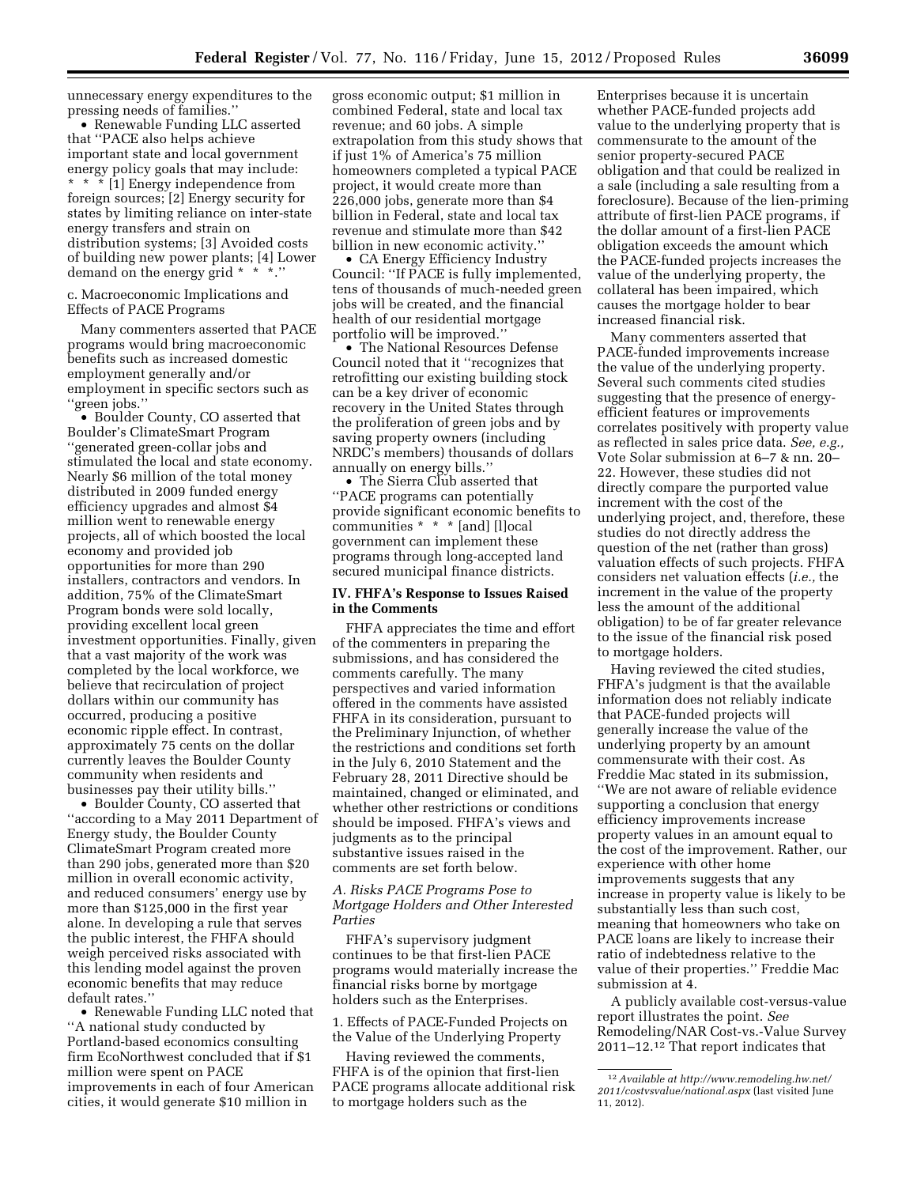unnecessary energy expenditures to the pressing needs of families.''

- Renewable Funding LLC asserted that ''PACE also helps achieve important state and local government energy policy goals that may include: * * * [1] Energy independence from foreign sources; [2] Energy security for states by limiting reliance on inter-state energy transfers and strain on distribution systems; [3] Avoided costs of building new power plants; [4] Lower demand on the energy grid * * *.''

c. Macroeconomic Implications and Effects of PACE Programs

Many commenters asserted that PACE programs would bring macroeconomic benefits such as increased domestic employment generally and/or employment in specific sectors such as ''green jobs.''

- Boulder County, CO asserted that Boulder's ClimateSmart Program ''generated green-collar jobs and stimulated the local and state economy. Nearly $6 million of the total money distributed in 2009 funded energy efficiency upgrades and almost $4 million went to renewable energy projects, all of which boosted the local economy and provided job opportunities for more than 290 installers, contractors and vendors. In addition, 75% of the ClimateSmart Program bonds were sold locally, providing excellent local green investment opportunities. Finally, given that a vast majority of the work was completed by the local workforce, we believe that recirculation of project dollars within our community has occurred, producing a positive economic ripple effect. In contrast, approximately 75 cents on the dollar currently leaves the Boulder County community when residents and businesses pay their utility bills.''
- Boulder County, CO asserted that ''according to a May 2011 Department of Energy study, the Boulder County ClimateSmart Program created more than 290 jobs, generated more than $20 million in overall economic activity, and reduced consumers' energy use by more than $125,000 in the first year alone. In developing a rule that serves the public interest, the FHFA should weigh perceived risks associated with this lending model against the proven economic benefits that may reduce default rates.''
- Renewable Funding LLC noted that ''A national study conducted by Portland-based economics consulting firm EcoNorthwest concluded that if $1 million were spent on PACE improvements in each of four American cities, it would generate $10 million in gross economic output; $1 million in combined Federal, state and local tax revenue; and 60 jobs. A simple extrapolation from this study shows that if just 1% of America's 75 million homeowners completed a typical PACE project, it would create more than 226,000 jobs, generate more than $4 billion in Federal, state and local tax revenue and stimulate more than $42 billion in new economic activity.''
- CA Energy Efficiency Industry Council: ''If PACE is fully implemented, tens of thousands of much-needed green jobs will be created, and the financial health of our residential mortgage portfolio will be improved.''
- The National Resources Defense Council noted that it ''recognizes that retrofitting our existing building stock can be a key driver of economic recovery in the United States through the proliferation of green jobs and by saving property owners (including NRDC's members) thousands of dollars annually on energy bills.''
- The Sierra Club asserted that ''PACE programs can potentially provide significant economic benefits to communities * * * [and] [l]ocal government can implement these programs through long-accepted land secured municipal finance districts.

### IV. FHFA's Response to Issues Raised in the Comments

FHFA appreciates the time and effort of the commenters in preparing the submissions, and has considered the comments carefully. The many perspectives and varied information offered in the comments have assisted FHFA in its consideration, pursuant to the Preliminary Injunction, of whether the restrictions and conditions set forth in the July 6, 2010 Statement and the February 28, 2011 Directive should be maintained, changed or eliminated, and whether other restrictions or conditions should be imposed. FHFA's views and judgments as to the principal substantive issues raised in the comments are set forth below.

#### *A. Risks PACE Programs Pose to Mortgage Holders and Other Interested Parties*

FHFA's supervisory judgment continues to be that first-lien PACE programs would materially increase the financial risks borne by mortgage holders such as the Enterprises.

1. Effects of PACE-Funded Projects on the Value of the Underlying Property

Having reviewed the comments, FHFA is of the opinion that first-lien PACE programs allocate additional risk to mortgage holders such as the Enterprises because it is uncertain whether PACE-funded projects add value to the underlying property that is commensurate to the amount of the senior property-secured PACE obligation and that could be realized in a sale (including a sale resulting from a foreclosure). Because of the lien-priming attribute of first-lien PACE programs, if the dollar amount of a first-lien PACE obligation exceeds the amount which the PACE-funded projects increases the value of the underlying property, the collateral has been impaired, which causes the mortgage holder to bear increased financial risk.

Many commenters asserted that PACE-funded improvements increase the value of the underlying property. Several such comments cited studies suggesting that the presence of energy-efficient features or improvements correlates positively with property value as reflected in sales price data. *See, e.g.,* Vote Solar submission at 6–7 & nn. 20–22. However, these studies did not directly compare the purported value increment with the cost of the underlying project, and, therefore, these studies do not directly address the question of the net (rather than gross) valuation effects of such projects. FHFA considers net valuation effects (*i.e.,* the increment in the value of the property less the amount of the additional obligation) to be of far greater relevance to the issue of the financial risk posed to mortgage holders.

Having reviewed the cited studies, FHFA's judgment is that the available information does not reliably indicate that PACE-funded projects will generally increase the value of the underlying property by an amount commensurate with their cost. As Freddie Mac stated in its submission, ''We are not aware of reliable evidence supporting a conclusion that energy efficiency improvements increase property values in an amount equal to the cost of the improvement. Rather, our experience with other home improvements suggests that any increase in property value is likely to be substantially less than such cost, meaning that homeowners who take on PACE loans are likely to increase their ratio of indebtedness relative to the value of their properties.'' Freddie Mac submission at 4.

A publicly available cost-versus-value report illustrates the point. *See* Remodeling/NAR Cost-vs.-Value Survey 2011–12.[12] That report indicates that

[12] *Available at http://www.remodeling.hw.net/2011/costvsvalue/national.aspx* (last visited June 11, 2012).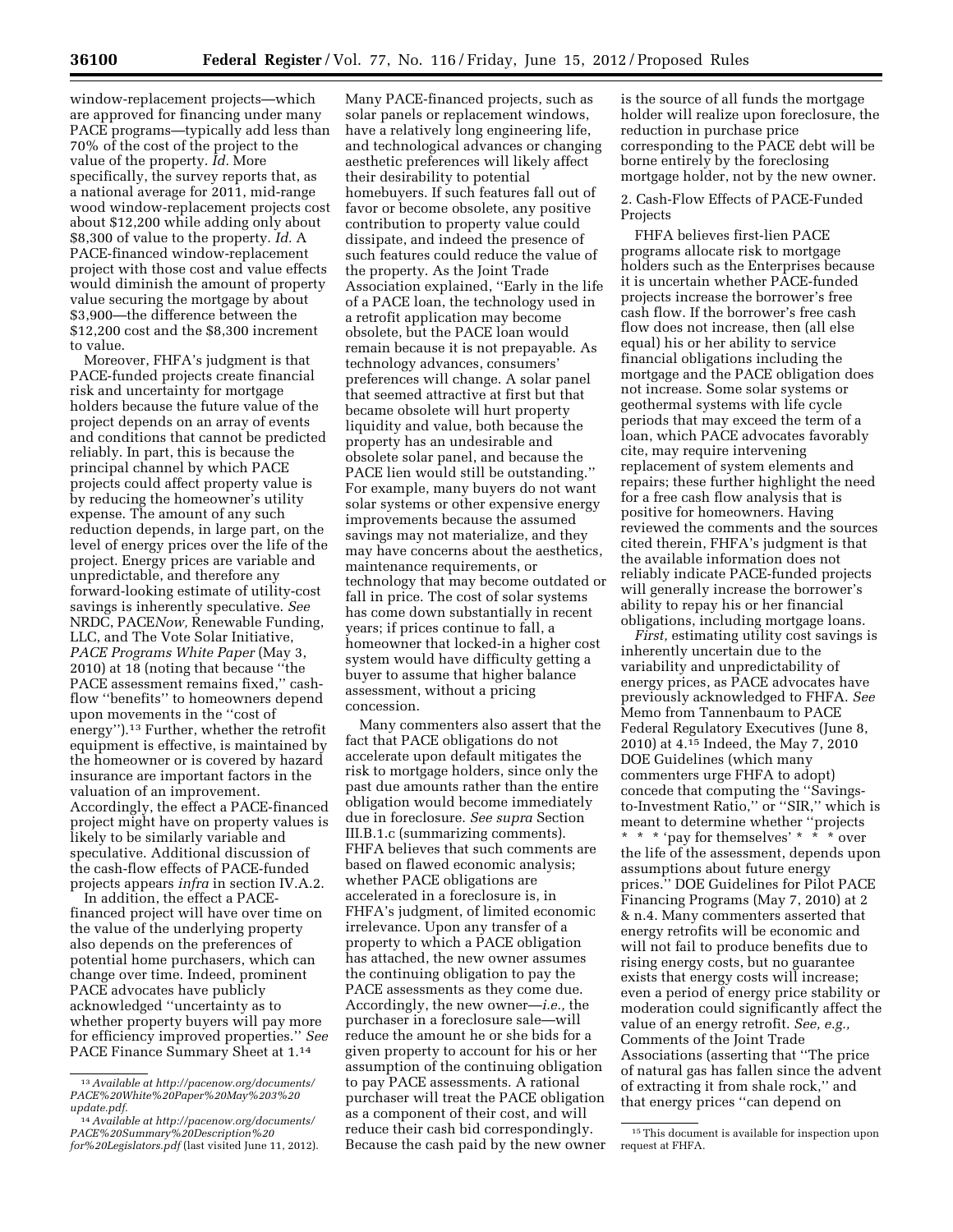window-replacement projects—which are approved for financing under many PACE programs—typically add less than 70% of the cost of the project to the value of the property. *Id.* More specifically, the survey reports that, as a national average for 2011, mid-range wood window-replacement projects cost about $12,200 while adding only about $8,300 of value to the property. *Id.* A PACE-financed window-replacement project with those cost and value effects would diminish the amount of property value securing the mortgage by about $3,900—the difference between the $12,200 cost and the $8,300 increment to value.

Moreover, FHFA's judgment is that PACE-funded projects create financial risk and uncertainty for mortgage holders because the future value of the project depends on an array of events and conditions that cannot be predicted reliably. In part, this is because the principal channel by which PACE projects could affect property value is by reducing the homeowner's utility expense. The amount of any such reduction depends, in large part, on the level of energy prices over the life of the project. Energy prices are variable and unpredictable, and therefore any forward-looking estimate of utility-cost savings is inherently speculative. *See* NRDC, PACE*Now,* Renewable Funding, LLC, and The Vote Solar Initiative, *PACE Programs White Paper* (May 3, 2010) at 18 (noting that because ''the PACE assessment remains fixed,'' cash-flow ''benefits'' to homeowners depend upon movements in the ''cost of energy'').[13] Further, whether the retrofit equipment is effective, is maintained by the homeowner or is covered by hazard insurance are important factors in the valuation of an improvement. Accordingly, the effect a PACE-financed project might have on property values is likely to be similarly variable and speculative. Additional discussion of the cash-flow effects of PACE-funded projects appears *infra* in section IV.A.2.

In addition, the effect a PACE-financed project will have over time on the value of the underlying property also depends on the preferences of potential home purchasers, which can change over time. Indeed, prominent PACE advocates have publicly acknowledged ''uncertainty as to whether property buyers will pay more for efficiency improved properties.'' *See* PACE Finance Summary Sheet at 1.[14]

Many PACE-financed projects, such as solar panels or replacement windows, have a relatively long engineering life, and technological advances or changing aesthetic preferences will likely affect their desirability to potential homebuyers. If such features fall out of favor or become obsolete, any positive contribution to property value could dissipate, and indeed the presence of such features could reduce the value of the property. As the Joint Trade Association explained, ''Early in the life of a PACE loan, the technology used in a retrofit application may become obsolete, but the PACE loan would remain because it is not prepayable. As technology advances, consumers' preferences will change. A solar panel that seemed attractive at first but that became obsolete will hurt property liquidity and value, both because the property has an undesirable and obsolete solar panel, and because the PACE lien would still be outstanding.'' For example, many buyers do not want solar systems or other expensive energy improvements because the assumed savings may not materialize, and they may have concerns about the aesthetics, maintenance requirements, or technology that may become outdated or fall in price. The cost of solar systems has come down substantially in recent years; if prices continue to fall, a homeowner that locked-in a higher cost system would have difficulty getting a buyer to assume that higher balance assessment, without a pricing concession.

Many commenters also assert that the fact that PACE obligations do not accelerate upon default mitigates the risk to mortgage holders, since only the past due amounts rather than the entire obligation would become immediately due in foreclosure. *See supra* Section III.B.1.c (summarizing comments). FHFA believes that such comments are based on flawed economic analysis; whether PACE obligations are accelerated in a foreclosure is, in FHFA's judgment, of limited economic irrelevance. Upon any transfer of a property to which a PACE obligation has attached, the new owner assumes the continuing obligation to pay the PACE assessments as they come due. Accordingly, the new owner—*i.e.,* the purchaser in a foreclosure sale—will reduce the amount he or she bids for a given property to account for his or her assumption of the continuing obligation to pay PACE assessments. A rational purchaser will treat the PACE obligation as a component of their cost, and will reduce their cash bid correspondingly. Because the cash paid by the new owner is the source of all funds the mortgage holder will realize upon foreclosure, the reduction in purchase price corresponding to the PACE debt will be borne entirely by the foreclosing mortgage holder, not by the new owner.

2. Cash-Flow Effects of PACE-Funded Projects

FHFA believes first-lien PACE programs allocate risk to mortgage holders such as the Enterprises because it is uncertain whether PACE-funded projects increase the borrower's free cash flow. If the borrower's free cash flow does not increase, then (all else equal) his or her ability to service financial obligations including the mortgage and the PACE obligation does not increase. Some solar systems or geothermal systems with life cycle periods that may exceed the term of a loan, which PACE advocates favorably cite, may require intervening replacement of system elements and repairs; these further highlight the need for a free cash flow analysis that is positive for homeowners. Having reviewed the comments and the sources cited therein, FHFA's judgment is that the available information does not reliably indicate PACE-funded projects will generally increase the borrower's ability to repay his or her financial obligations, including mortgage loans.

*First,* estimating utility cost savings is inherently uncertain due to the variability and unpredictability of energy prices, as PACE advocates have previously acknowledged to FHFA. *See* Memo from Tannenbaum to PACE Federal Regulatory Executives (June 8, 2010) at 4.[15] Indeed, the May 7, 2010 DOE Guidelines (which many commenters urge FHFA to adopt) concede that computing the ''Savings-to-Investment Ratio,'' or ''SIR,'' which is meant to determine whether ''projects * * * 'pay for themselves' * * * over the life of the assessment, depends upon assumptions about future energy prices.'' DOE Guidelines for Pilot PACE Financing Programs (May 7, 2010) at 2 & n.4. Many commenters asserted that energy retrofits will be economic and will not fail to produce benefits due to rising energy costs, but no guarantee exists that energy costs will increase; even a period of energy price stability or moderation could significantly affect the value of an energy retrofit. *See, e.g.,* Comments of the Joint Trade Associations (asserting that ''The price of natural gas has fallen since the advent of extracting it from shale rock,'' and that energy prices ''can depend on

[13] *Available at http://pacenow.org/documents/PACE%20White%20Paper%20May%203%20update.pdf.*

[14] *Available at http://pacenow.org/documents/PACE%20Summary%20Description%20for%20Legislators.pdf* (last visited June 11, 2012).

[15] This document is available for inspection upon request at FHFA.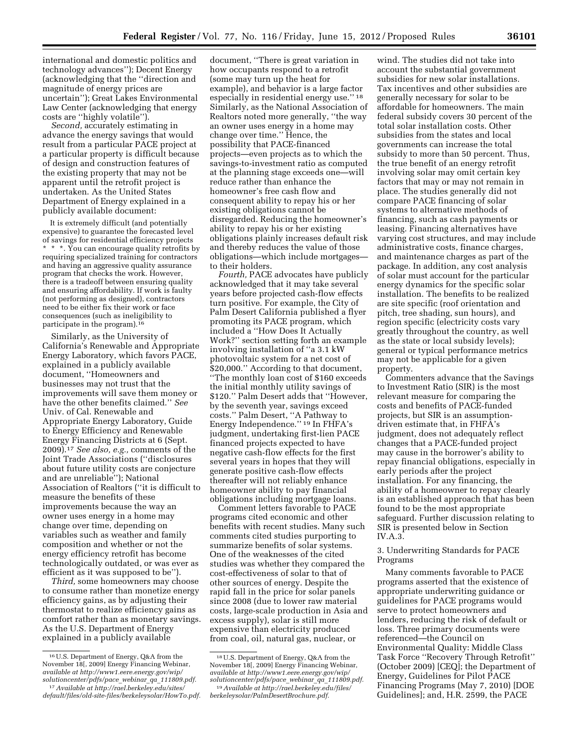international and domestic politics and technology advances''); Decent Energy (acknowledging that the ''direction and magnitude of energy prices are uncertain''); Great Lakes Environmental Law Center (acknowledging that energy costs are ''highly volatile'').

*Second,* accurately estimating in advance the energy savings that would result from a particular PACE project at a particular property is difficult because of design and construction features of the existing property that may not be apparent until the retrofit project is undertaken. As the United States Department of Energy explained in a publicly available document:

> It is extremely difficult (and potentially expensive) to guarantee the forecasted level of savings for residential efficiency projects * * *. You can encourage quality retrofits by requiring specialized training for contractors and having an aggressive quality assurance program that checks the work. However, there is a tradeoff between ensuring quality and ensuring affordability. If work is faulty (not performing as designed), contractors need to be either fix their work or face consequences (such as ineligibility to participate in the program).[16]

Similarly, as the University of California's Renewable and Appropriate Energy Laboratory, which favors PACE, explained in a publicly available document, ''Homeowners and businesses may not trust that the improvements will save them money or have the other benefits claimed.'' *See* Univ. of Cal. Renewable and Appropriate Energy Laboratory, Guide to Energy Efficiency and Renewable Energy Financing Districts at 6 (Sept. 2009).[17] *See also, e.g.,* comments of the Joint Trade Associations (''disclosures about future utility costs are conjecture and are unreliable''); National Association of Realtors (''it is difficult to measure the benefits of these improvements because the way an owner uses energy in a home may change over time, depending on variables such as weather and family composition and whether or not the energy efficiency retrofit has become technologically outdated, or was ever as efficient as it was supposed to be'').

*Third,* some homeowners may choose to consume rather than monetize energy efficiency gains, as by adjusting their thermostat to realize efficiency gains as comfort rather than as monetary savings. As the U.S. Department of Energy explained in a publicly available document, ''There is great variation in how occupants respond to a retrofit (some may turn up the heat for example), and behavior is a large factor especially in residential energy use.''[18] Similarly, as the National Association of Realtors noted more generally, ''the way an owner uses energy in a home may change over time.'' Hence, the possibility that PACE-financed projects—even projects as to which the savings-to-investment ratio as computed at the planning stage exceeds one—will reduce rather than enhance the homeowner's free cash flow and consequent ability to repay his or her existing obligations cannot be disregarded. Reducing the homeowner's ability to repay his or her existing obligations plainly increases default risk and thereby reduces the value of those obligations—which include mortgages—to their holders.

*Fourth,* PACE advocates have publicly acknowledged that it may take several years before projected cash-flow effects turn positive. For example, the City of Palm Desert California published a flyer promoting its PACE program, which included a ''How Does It Actually Work?'' section setting forth an example involving installation of ''a 3.1 kW photovoltaic system for a net cost of $20,000.'' According to that document, ''The monthly loan cost of $160 exceeds the initial monthly utility savings of $120.'' Palm Desert adds that ''However, by the seventh year, savings exceed costs.'' Palm Desert, ''A Pathway to Energy Independence.''[19] In FHFA's judgment, undertaking first-lien PACE financed projects expected to have negative cash-flow effects for the first several years in hopes that they will generate positive cash-flow effects thereafter will not reliably enhance homeowner ability to pay financial obligations including mortgage loans.

Comment letters favorable to PACE programs cited economic and other benefits with recent studies. Many such comments cited studies purporting to summarize benefits of solar systems. One of the weaknesses of the cited studies was whether they compared the cost-effectiveness of solar to that of other sources of energy. Despite the rapid fall in the price for solar panels since 2008 (due to lower raw material costs, large-scale production in Asia and excess supply), solar is still more expensive than electricity produced from coal, oil, natural gas, nuclear, or wind. The studies did not take into account the substantial government subsidies for new solar installations. Tax incentives and other subsidies are generally necessary for solar to be affordable for homeowners. The main federal subsidy covers 30 percent of the total solar installation costs. Other subsidies from the states and local governments can increase the total subsidy to more than 50 percent. Thus, the true benefit of an energy retrofit involving solar may omit certain key factors that may or may not remain in place. The studies generally did not compare PACE financing of solar systems to alternative methods of financing, such as cash payments or leasing. Financing alternatives have varying cost structures, and may include administrative costs, finance charges, and maintenance charges as part of the package. In addition, any cost analysis of solar must account for the particular energy dynamics for the specific solar installation. The benefits to be realized are site specific (roof orientation and pitch, tree shading, sun hours), and region specific (electricity costs vary greatly throughout the country, as well as the state or local subsidy levels); general or typical performance metrics may not be applicable for a given property.

Commenters advance that the Savings to Investment Ratio (SIR) is the most relevant measure for comparing the costs and benefits of PACE-funded projects, but SIR is an assumption-driven estimate that, in FHFA's judgment, does not adequately reflect changes that a PACE-funded project may cause in the borrower's ability to repay financial obligations, especially in early periods after the project installation. For any financing, the ability of a homeowner to repay clearly is an established approach that has been found to be the most appropriate safeguard. Further discussion relating to SIR is presented below in Section IV.A.3.

3. Underwriting Standards for PACE Programs

Many comments favorable to PACE programs asserted that the existence of appropriate underwriting guidance or guidelines for PACE programs would serve to protect homeowners and lenders, reducing the risk of default or loss. Three primary documents were referenced—the Council on Environmental Quality: Middle Class Task Force ''Recovery Through Retrofit'' (October 2009) [CEQ]; the Department of Energy, Guidelines for Pilot PACE Financing Programs (May 7, 2010) [DOE Guidelines]; and, H.R. 2599, the PACE

---

[16] U.S. Department of Energy, Q&A from the November 18[, 2009] Energy Financing Webinar, *available at http://www1.eere.energy.gov/wip/solutioncenter/pdfs/pace_webinar_qa_111809.pdf.*

[17] *Available at http://rael.berkeley.edu/sites/default/files/old-site-files/berkeleysolar/HowTo.pdf.*

[18] U.S. Department of Energy, Q&A from the November 18[, 2009] Energy Financing Webinar, *available at http://www1.eere.energy.gov/wip/solutioncenter/pdfs/pace_webinar_qa_111809.pdf.*

[19] *Available at http://rael.berkeley.edu/files/berkeleysolar/PalmDesertBrochure.pdf.*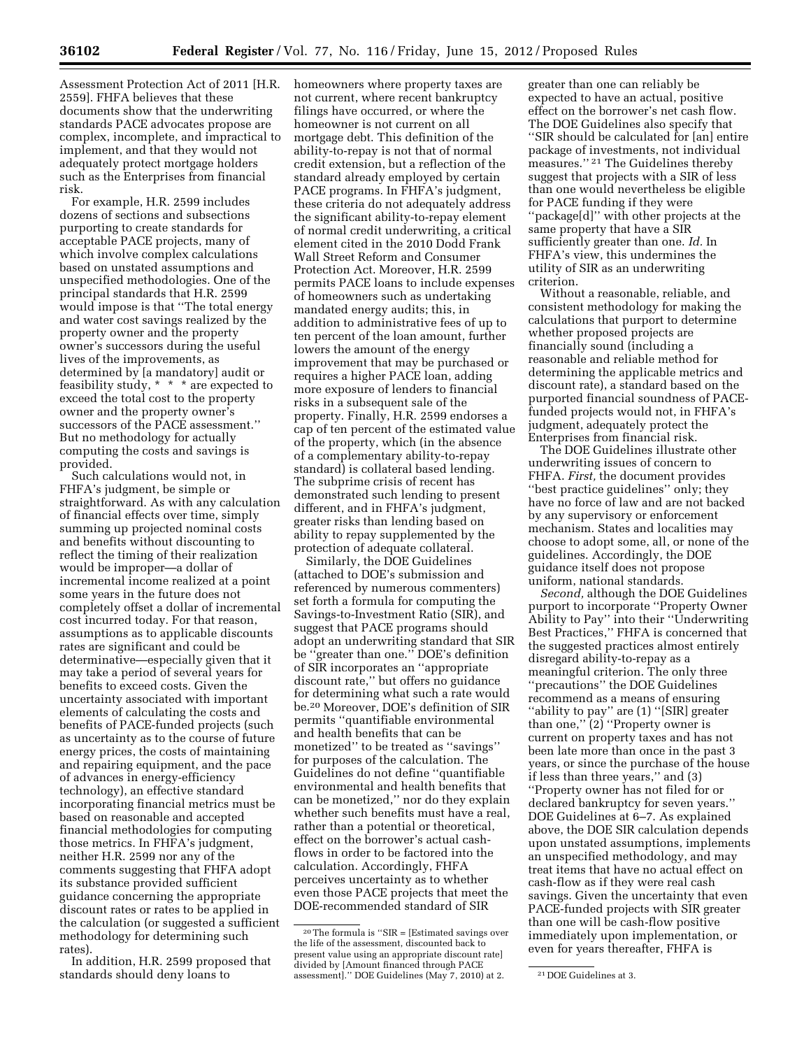Assessment Protection Act of 2011 [H.R. 2559]. FHFA believes that these documents show that the underwriting standards PACE advocates propose are complex, incomplete, and impractical to implement, and that they would not adequately protect mortgage holders such as the Enterprises from financial risk.

For example, H.R. 2599 includes dozens of sections and subsections purporting to create standards for acceptable PACE projects, many of which involve complex calculations based on unstated assumptions and unspecified methodologies. One of the principal standards that H.R. 2599 would impose is that "The total energy and water cost savings realized by the property owner and the property owner's successors during the useful lives of the improvements, as determined by [a mandatory] audit or feasibility study, * * * are expected to exceed the total cost to the property owner and the property owner's successors of the PACE assessment." But no methodology for actually computing the costs and savings is provided.

Such calculations would not, in FHFA's judgment, be simple or straightforward. As with any calculation of financial effects over time, simply summing up projected nominal costs and benefits without discounting to reflect the timing of their realization would be improper—a dollar of incremental income realized at a point some years in the future does not completely offset a dollar of incremental cost incurred today. For that reason, assumptions as to applicable discounts rates are significant and could be determinative—especially given that it may take a period of several years for benefits to exceed costs. Given the uncertainty associated with important elements of calculating the costs and benefits of PACE-funded projects (such as uncertainty as to the course of future energy prices, the costs of maintaining and repairing equipment, and the pace of advances in energy-efficiency technology), an effective standard incorporating financial metrics must be based on reasonable and accepted financial methodologies for computing those metrics. In FHFA's judgment, neither H.R. 2599 nor any of the comments suggesting that FHFA adopt its substance provided sufficient guidance concerning the appropriate discount rates or rates to be applied in the calculation (or suggested a sufficient methodology for determining such rates).

In addition, H.R. 2599 proposed that standards should deny loans to homeowners where property taxes are not current, where recent bankruptcy filings have occurred, or where the homeowner is not current on all mortgage debt. This definition of the ability-to-repay is not that of normal credit extension, but a reflection of the standard already employed by certain PACE programs. In FHFA's judgment, these criteria do not adequately address the significant ability-to-repay element of normal credit underwriting, a critical element cited in the 2010 Dodd Frank Wall Street Reform and Consumer Protection Act. Moreover, H.R. 2599 permits PACE loans to include expenses of homeowners such as undertaking mandated energy audits; this, in addition to administrative fees of up to ten percent of the loan amount, further lowers the amount of the energy improvement that may be purchased or requires a higher PACE loan, adding more exposure of lenders to financial risks in a subsequent sale of the property. Finally, H.R. 2599 endorses a cap of ten percent of the estimated value of the property, which (in the absence of a complementary ability-to-repay standard) is collateral based lending. The subprime crisis of recent has demonstrated such lending to present different, and in FHFA's judgment, greater risks than lending based on ability to repay supplemented by the protection of adequate collateral.

Similarly, the DOE Guidelines (attached to DOE's submission and referenced by numerous commenters) set forth a formula for computing the Savings-to-Investment Ratio (SIR), and suggest that PACE programs should adopt an underwriting standard that SIR be "greater than one." DOE's definition of SIR incorporates an "appropriate discount rate," but offers no guidance for determining what such a rate would be.[20] Moreover, DOE's definition of SIR permits "quantifiable environmental and health benefits that can be monetized" to be treated as "savings" for purposes of the calculation. The Guidelines do not define "quantifiable environmental and health benefits that can be monetized," nor do they explain whether such benefits must have a real, rather than a potential or theoretical, effect on the borrower's actual cash-flows in order to be factored into the calculation. Accordingly, FHFA perceives uncertainty as to whether even those PACE projects that meet the DOE-recommended standard of SIR greater than one can reliably be expected to have an actual, positive effect on the borrower's net cash flow. The DOE Guidelines also specify that "SIR should be calculated for [an] entire package of investments, not individual measures."[21] The Guidelines thereby suggest that projects with a SIR of less than one would nevertheless be eligible for PACE funding if they were "package[d]" with other projects at the same property that have a SIR sufficiently greater than one. *Id.* In FHFA's view, this undermines the utility of SIR as an underwriting criterion.

Without a reasonable, reliable, and consistent methodology for making the calculations that purport to determine whether proposed projects are financially sound (including a reasonable and reliable method for determining the applicable metrics and discount rate), a standard based on the purported financial soundness of PACE-funded projects would not, in FHFA's judgment, adequately protect the Enterprises from financial risk.

The DOE Guidelines illustrate other underwriting issues of concern to FHFA. *First,* the document provides "best practice guidelines" only; they have no force of law and are not backed by any supervisory or enforcement mechanism. States and localities may choose to adopt some, all, or none of the guidelines. Accordingly, the DOE guidance itself does not propose uniform, national standards.

*Second,* although the DOE Guidelines purport to incorporate "Property Owner Ability to Pay" into their "Underwriting Best Practices," FHFA is concerned that the suggested practices almost entirely disregard ability-to-repay as a meaningful criterion. The only three "precautions" the DOE Guidelines recommend as a means of ensuring "ability to pay" are (1) "[SIR] greater than one," (2) "Property owner is current on property taxes and has not been late more than once in the past 3 years, or since the purchase of the house if less than three years," and (3) "Property owner has not filed for or declared bankruptcy for seven years." DOE Guidelines at 6–7. As explained above, the DOE SIR calculation depends upon unstated assumptions, implements an unspecified methodology, and may treat items that have no actual effect on cash-flow as if they were real cash savings. Given the uncertainty that even PACE-funded projects with SIR greater than one will be cash-flow positive immediately upon implementation, or even for years thereafter, FHFA is

[20] The formula is "SIR = [Estimated savings over the life of the assessment, discounted back to present value using an appropriate discount rate] divided by [Amount financed through PACE assessment]." DOE Guidelines (May 7, 2010) at 2.

[21] DOE Guidelines at 3.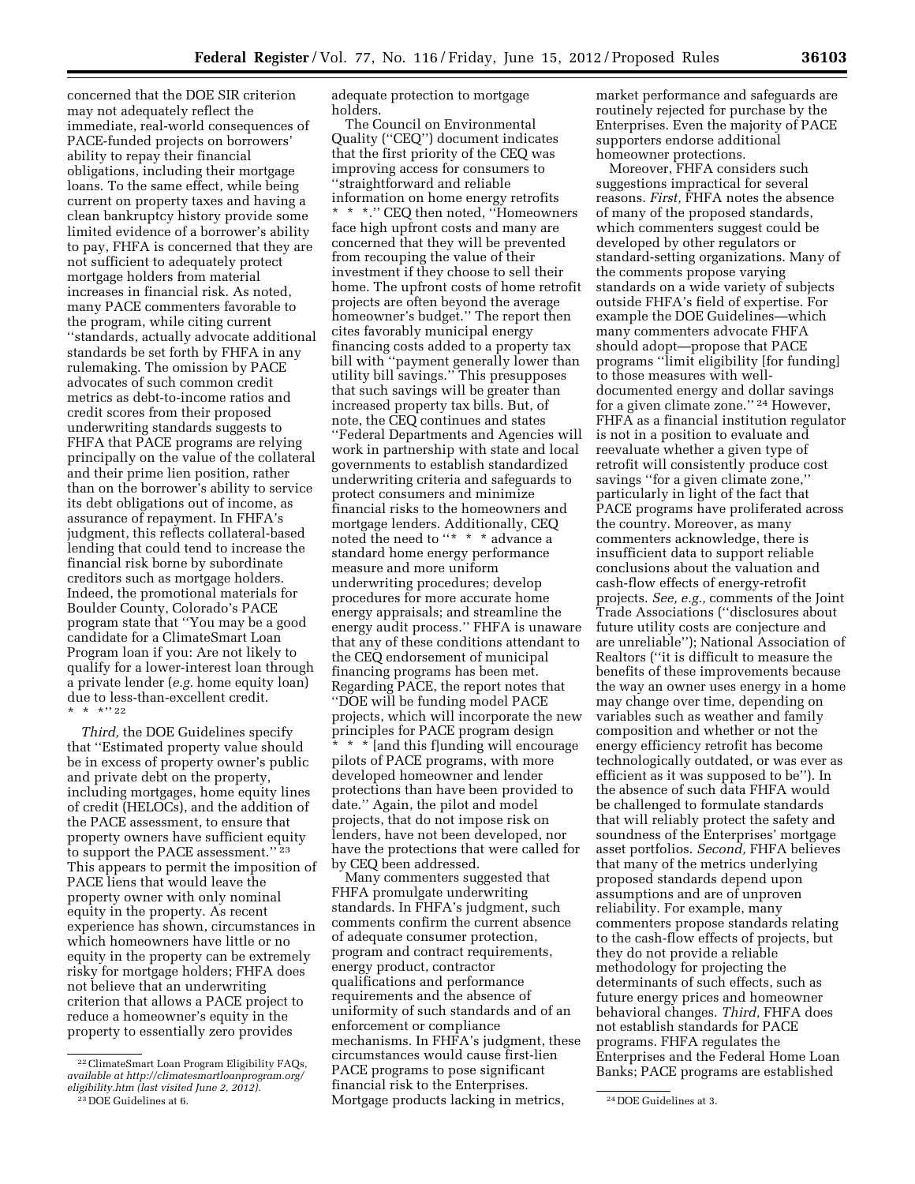concerned that the DOE SIR criterion may not adequately reflect the immediate, real-world consequences of PACE-funded projects on borrowers' ability to repay their financial obligations, including their mortgage loans. To the same effect, while being current on property taxes and having a clean bankruptcy history provide some limited evidence of a borrower's ability to pay, FHFA is concerned that they are not sufficient to adequately protect mortgage holders from material increases in financial risk. As noted, many PACE commenters favorable to the program, while citing current "standards, actually advocate additional standards be set forth by FHFA in any rulemaking. The omission by PACE advocates of such common credit metrics as debt-to-income ratios and credit scores from their proposed underwriting standards suggests to FHFA that PACE programs are relying principally on the value of the collateral and their prime lien position, rather than on the borrower's ability to service its debt obligations out of income, as assurance of repayment. In FHFA's judgment, this reflects collateral-based lending that could tend to increase the financial risk borne by subordinate creditors such as mortgage holders. Indeed, the promotional materials for Boulder County, Colorado's PACE program state that "You may be a good candidate for a ClimateSmart Loan Program loan if you: Are not likely to qualify for a lower-interest loan through a private lender (*e.g.* home equity loan) due to less-than-excellent credit. * * *"[22]

*Third,* the DOE Guidelines specify that "Estimated property value should be in excess of property owner's public and private debt on the property, including mortgages, home equity lines of credit (HELOCs), and the addition of the PACE assessment, to ensure that property owners have sufficient equity to support the PACE assessment."[23] This appears to permit the imposition of PACE liens that would leave the property owner with only nominal equity in the property. As recent experience has shown, circumstances in which homeowners have little or no equity in the property can be extremely risky for mortgage holders; FHFA does not believe that an underwriting criterion that allows a PACE project to reduce a homeowner's equity in the property to essentially zero provides adequate protection to mortgage holders.

The Council on Environmental Quality ("CEQ") document indicates that the first priority of the CEQ was improving access for consumers to "straightforward and reliable information on home energy retrofits * * *." CEQ then noted, "Homeowners face high upfront costs and many are concerned that they will be prevented from recouping the value of their investment if they choose to sell their home. The upfront costs of home retrofit projects are often beyond the average homeowner's budget." The report then cites favorably municipal energy financing costs added to a property tax bill with "payment generally lower than utility bill savings." This presupposes that such savings will be greater than increased property tax bills. But, of note, the CEQ continues and states "Federal Departments and Agencies will work in partnership with state and local governments to establish standardized underwriting criteria and safeguards to protect consumers and minimize financial risks to the homeowners and mortgage lenders. Additionally, CEQ noted the need to "* * * advance a standard home energy performance measure and more uniform underwriting procedures; develop procedures for more accurate home energy appraisals; and streamline the energy audit process." FHFA is unaware that any of these conditions attendant to the CEQ endorsement of municipal financing programs has been met. Regarding PACE, the report notes that "DOE will be funding model PACE projects, which will incorporate the new principles for PACE program design * * * [and this f]unding will encourage pilots of PACE programs, with more developed homeowner and lender protections than have been provided to date." Again, the pilot and model projects, that do not impose risk on lenders, have not been developed, nor have the protections that were called for by CEQ been addressed.

Many commenters suggested that FHFA promulgate underwriting standards. In FHFA's judgment, such comments confirm the current absence of adequate consumer protection, program and contract requirements, energy product, contractor qualifications and performance requirements and the absence of uniformity of such standards and of an enforcement or compliance mechanisms. In FHFA's judgment, these circumstances would cause first-lien PACE programs to pose significant financial risk to the Enterprises. Mortgage products lacking in metrics, market performance and safeguards are routinely rejected for purchase by the Enterprises. Even the majority of PACE supporters endorse additional homeowner protections.

Moreover, FHFA considers such suggestions impractical for several reasons. *First,* FHFA notes the absence of many of the proposed standards, which commenters suggest could be developed by other regulators or standard-setting organizations. Many of the comments propose varying standards on a wide variety of subjects outside FHFA's field of expertise. For example the DOE Guidelines—which many commenters advocate FHFA should adopt—propose that PACE programs "limit eligibility [for funding] to those measures with well-documented energy and dollar savings for a given climate zone."[24] However, FHFA as a financial institution regulator is not in a position to evaluate and reevaluate whether a given type of retrofit will consistently produce cost savings "for a given climate zone," particularly in light of the fact that PACE programs have proliferated across the country. Moreover, as many commenters acknowledge, there is insufficient data to support reliable conclusions about the valuation and cash-flow effects of energy-retrofit projects. *See, e.g.,* comments of the Joint Trade Associations ("disclosures about future utility costs are conjecture and are unreliable"); National Association of Realtors ("it is difficult to measure the benefits of these improvements because the way an owner uses energy in a home may change over time, depending on variables such as weather and family composition and whether or not the energy efficiency retrofit has become technologically outdated, or was ever as efficient as it was supposed to be"). In the absence of such data FHFA would be challenged to formulate standards that will reliably protect the safety and soundness of the Enterprises' mortgage asset portfolios. *Second,* FHFA believes that many of the metrics underlying proposed standards depend upon assumptions and are of unproven reliability. For example, many commenters propose standards relating to the cash-flow effects of projects, but they do not provide a reliable methodology for projecting the determinants of such effects, such as future energy prices and homeowner behavioral changes. *Third,* FHFA does not establish standards for PACE programs. FHFA regulates the Enterprises and the Federal Home Loan Banks; PACE programs are established

[22] ClimateSmart Loan Program Eligibility FAQs, *available at http://climatesmartloanprogram.org/eligibility.htm (last visited June 2, 2012).*

[23] DOE Guidelines at 6.

[24] DOE Guidelines at 3.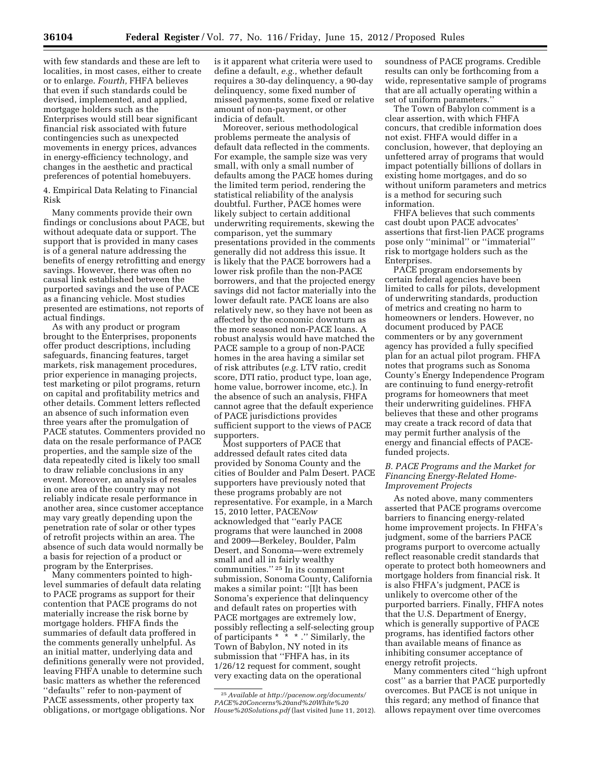with few standards and these are left to localities, in most cases, either to create or to enlarge. *Fourth,* FHFA believes that even if such standards could be devised, implemented, and applied, mortgage holders such as the Enterprises would still bear significant financial risk associated with future contingencies such as unexpected movements in energy prices, advances in energy-efficiency technology, and changes in the aesthetic and practical preferences of potential homebuyers.

4. Empirical Data Relating to Financial Risk

Many comments provide their own findings or conclusions about PACE, but without adequate data or support. The support that is provided in many cases is of a general nature addressing the benefits of energy retrofitting and energy savings. However, there was often no causal link established between the purported savings and the use of PACE as a financing vehicle. Most studies presented are estimations, not reports of actual findings.

As with any product or program brought to the Enterprises, proponents offer product descriptions, including safeguards, financing features, target markets, risk management procedures, prior experience in managing projects, test marketing or pilot programs, return on capital and profitability metrics and other details. Comment letters reflected an absence of such information even three years after the promulgation of PACE statutes. Commenters provided no data on the resale performance of PACE properties, and the sample size of the data repeatedly cited is likely too small to draw reliable conclusions in any event. Moreover, an analysis of resales in one area of the country may not reliably indicate resale performance in another area, since customer acceptance may vary greatly depending upon the penetration rate of solar or other types of retrofit projects within an area. The absence of such data would normally be a basis for rejection of a product or program by the Enterprises.

Many commenters pointed to high-level summaries of default data relating to PACE programs as support for their contention that PACE programs do not materially increase the risk borne by mortgage holders. FHFA finds the summaries of default data proffered in the comments generally unhelpful. As an initial matter, underlying data and definitions generally were not provided, leaving FHFA unable to determine such basic matters as whether the referenced ''defaults'' refer to non-payment of PACE assessments, other property tax obligations, or mortgage obligations. Nor is it apparent what criteria were used to define a default, *e.g.,* whether default requires a 30-day delinquency, a 90-day delinquency, some fixed number of missed payments, some fixed or relative amount of non-payment, or other indicia of default.

Moreover, serious methodological problems permeate the analysis of default data reflected in the comments. For example, the sample size was very small, with only a small number of defaults among the PACE homes during the limited term period, rendering the statistical reliability of the analysis doubtful. Further, PACE homes were likely subject to certain additional underwriting requirements, skewing the comparison, yet the summary presentations provided in the comments generally did not address this issue. It is likely that the PACE borrowers had a lower risk profile than the non-PACE borrowers, and that the projected energy savings did not factor materially into the lower default rate. PACE loans are also relatively new, so they have not been as affected by the economic downturn as the more seasoned non-PACE loans. A robust analysis would have matched the PACE sample to a group of non-PACE homes in the area having a similar set of risk attributes (*e.g.* LTV ratio, credit score, DTI ratio, product type, loan age, home value, borrower income, etc.). In the absence of such an analysis, FHFA cannot agree that the default experience of PACE jurisdictions provides sufficient support to the views of PACE supporters.

Most supporters of PACE that addressed default rates cited data provided by Sonoma County and the cities of Boulder and Palm Desert. PACE supporters have previously noted that these programs probably are not representative. For example, in a March 15, 2010 letter, PACE*Now* acknowledged that ''early PACE programs that were launched in 2008 and 2009—Berkeley, Boulder, Palm Desert, and Sonoma—were extremely small and all in fairly wealthy communities.''[25] In its comment submission, Sonoma County, California makes a similar point: ''[I]t has been Sonoma's experience that delinquency and default rates on properties with PACE mortgages are extremely low, possibly reflecting a self-selecting group of participants * * *.'' Similarly, the Town of Babylon, NY noted in its submission that ''FHFA has, in its 1/26/12 request for comment, sought very exacting data on the operational soundness of PACE programs. Credible results can only be forthcoming from a wide, representative sample of programs that are all actually operating within a set of uniform parameters.''

The Town of Babylon comment is a clear assertion, with which FHFA concurs, that credible information does not exist. FHFA would differ in a conclusion, however, that deploying an unfettered array of programs that would impact potentially billions of dollars in existing home mortgages, and do so without uniform parameters and metrics is a method for securing such information.

FHFA believes that such comments cast doubt upon PACE advocates' assertions that first-lien PACE programs pose only ''minimal'' or ''immaterial'' risk to mortgage holders such as the Enterprises.

PACE program endorsements by certain federal agencies have been limited to calls for pilots, development of underwriting standards, production of metrics and creating no harm to homeowners or lenders. However, no document produced by PACE commenters or by any government agency has provided a fully specified plan for an actual pilot program. FHFA notes that programs such as Sonoma County's Energy Independence Program are continuing to fund energy-retrofit programs for homeowners that meet their underwriting guidelines. FHFA believes that these and other programs may create a track record of data that may permit further analysis of the energy and financial effects of PACE-funded projects.

### *B. PACE Programs and the Market for Financing Energy-Related Home-Improvement Projects*

As noted above, many commenters asserted that PACE programs overcome barriers to financing energy-related home improvement projects. In FHFA's judgment, some of the barriers PACE programs purport to overcome actually reflect reasonable credit standards that operate to protect both homeowners and mortgage holders from financial risk. It is also FHFA's judgment, PACE is unlikely to overcome other of the purported barriers. Finally, FHFA notes that the U.S. Department of Energy, which is generally supportive of PACE programs, has identified factors other than available means of finance as inhibiting consumer acceptance of energy retrofit projects.

Many commenters cited ''high upfront cost'' as a barrier that PACE purportedly overcomes. But PACE is not unique in this regard; any method of finance that allows repayment over time overcomes

[25] *Available at http://pacenow.org/documents/PACE%20Concerns%20and%20White%20House%20Solutions.pdf* (last visited June 11, 2012).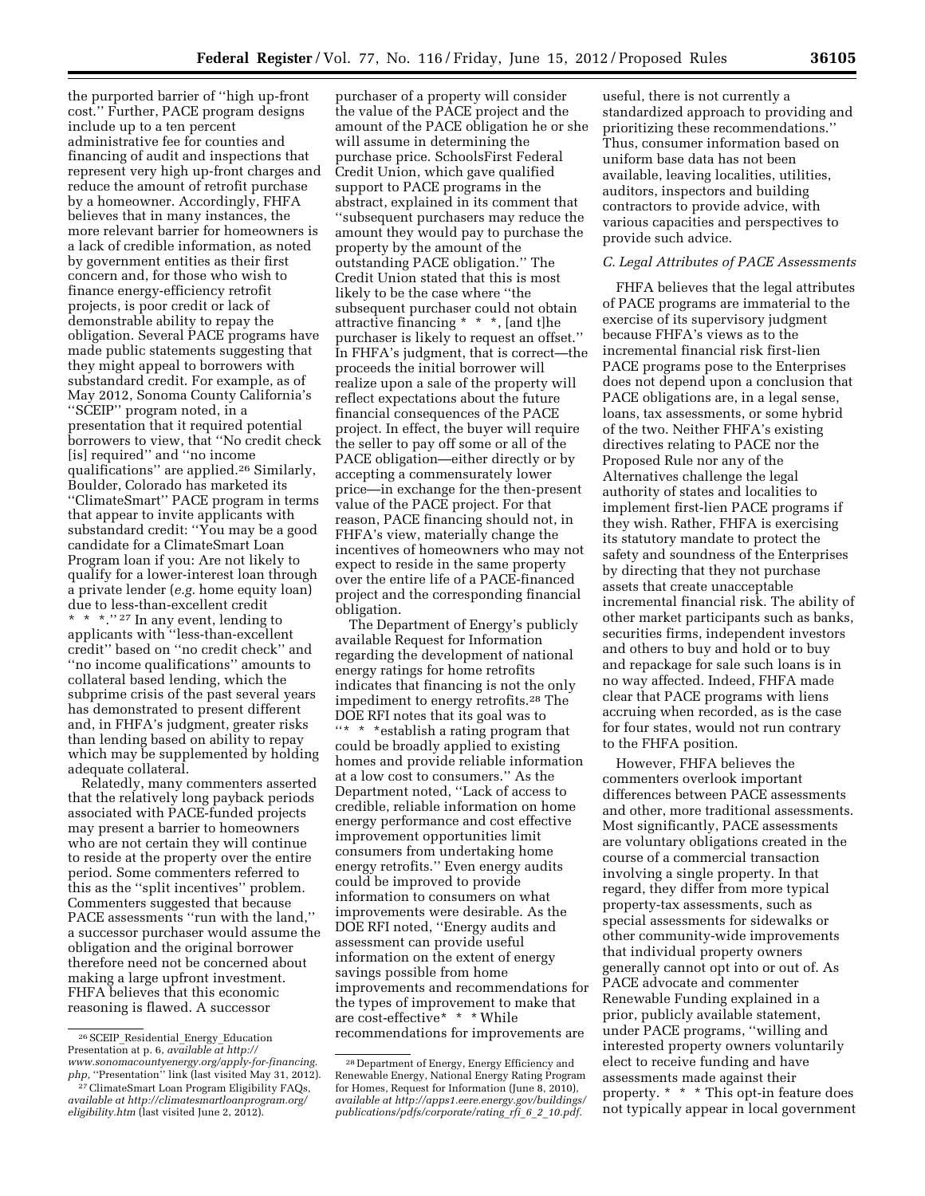the purported barrier of ''high up-front cost.'' Further, PACE program designs include up to a ten percent administrative fee for counties and financing of audit and inspections that represent very high up-front charges and reduce the amount of retrofit purchase by a homeowner. Accordingly, FHFA believes that in many instances, the more relevant barrier for homeowners is a lack of credible information, as noted by government entities as their first concern and, for those who wish to finance energy-efficiency retrofit projects, is poor credit or lack of demonstrable ability to repay the obligation. Several PACE programs have made public statements suggesting that they might appeal to borrowers with substandard credit. For example, as of May 2012, Sonoma County California's ''SCEIP'' program noted, in a presentation that it required potential borrowers to view, that ''No credit check [is] required'' and ''no income qualifications'' are applied.[26] Similarly, Boulder, Colorado has marketed its ''ClimateSmart'' PACE program in terms that appear to invite applicants with substandard credit: ''You may be a good candidate for a ClimateSmart Loan Program loan if you: Are not likely to qualify for a lower-interest loan through a private lender (*e.g.* home equity loan) due to less-than-excellent credit * * *.''[27] In any event, lending to applicants with ''less-than-excellent credit'' based on ''no credit check'' and ''no income qualifications'' amounts to collateral based lending, which the subprime crisis of the past several years has demonstrated to present different and, in FHFA's judgment, greater risks than lending based on ability to repay which may be supplemented by holding adequate collateral.

Relatedly, many commenters asserted that the relatively long payback periods associated with PACE-funded projects may present a barrier to homeowners who are not certain they will continue to reside at the property over the entire period. Some commenters referred to this as the ''split incentives'' problem. Commenters suggested that because PACE assessments ''run with the land,'' a successor purchaser would assume the obligation and the original borrower therefore need not be concerned about making a large upfront investment. FHFA believes that this economic reasoning is flawed. A successor purchaser of a property will consider the value of the PACE project and the amount of the PACE obligation he or she will assume in determining the purchase price. SchoolsFirst Federal Credit Union, which gave qualified support to PACE programs in the abstract, explained in its comment that ''subsequent purchasers may reduce the amount they would pay to purchase the property by the amount of the outstanding PACE obligation.'' The Credit Union stated that this is most likely to be the case where ''the subsequent purchaser could not obtain attractive financing * * *, [and t]he purchaser is likely to request an offset.'' In FHFA's judgment, that is correct—the proceeds the initial borrower will realize upon a sale of the property will reflect expectations about the future financial consequences of the PACE project. In effect, the buyer will require the seller to pay off some or all of the PACE obligation—either directly or by accepting a commensurately lower price—in exchange for the then-present value of the PACE project. For that reason, PACE financing should not, in FHFA's view, materially change the incentives of homeowners who may not expect to reside in the same property over the entire life of a PACE-financed project and the corresponding financial obligation.

The Department of Energy's publicly available Request for Information regarding the development of national energy ratings for home retrofits indicates that financing is not the only impediment to energy retrofits.[28] The DOE RFI notes that its goal was to ''* * *establish a rating program that could be broadly applied to existing homes and provide reliable information at a low cost to consumers.'' As the Department noted, ''Lack of access to credible, reliable information on home energy performance and cost effective improvement opportunities limit consumers from undertaking home energy retrofits.'' Even energy audits could be improved to provide information to consumers on what improvements were desirable. As the DOE RFI noted, ''Energy audits and assessment can provide useful information on the extent of energy savings possible from home improvements and recommendations for the types of improvement to make that are cost-effective* * * While recommendations for improvements are useful, there is not currently a standardized approach to providing and prioritizing these recommendations.'' Thus, consumer information based on uniform base data has not been available, leaving localities, utilities, auditors, inspectors and building contractors to provide advice, with various capacities and perspectives to provide such advice.

### C. Legal Attributes of PACE Assessments

FHFA believes that the legal attributes of PACE programs are immaterial to the exercise of its supervisory judgment because FHFA's views as to the incremental financial risk first-lien PACE programs pose to the Enterprises does not depend upon a conclusion that PACE obligations are, in a legal sense, loans, tax assessments, or some hybrid of the two. Neither FHFA's existing directives relating to PACE nor the Proposed Rule nor any of the Alternatives challenge the legal authority of states and localities to implement first-lien PACE programs if they wish. Rather, FHFA is exercising its statutory mandate to protect the safety and soundness of the Enterprises by directing that they not purchase assets that create unacceptable incremental financial risk. The ability of other market participants such as banks, securities firms, independent investors and others to buy and hold or to buy and repackage for sale such loans is in no way affected. Indeed, FHFA made clear that PACE programs with liens accruing when recorded, as is the case for four states, would not run contrary to the FHFA position.

However, FHFA believes the commenters overlook important differences between PACE assessments and other, more traditional assessments. Most significantly, PACE assessments are voluntary obligations created in the course of a commercial transaction involving a single property. In that regard, they differ from more typical property-tax assessments, such as special assessments for sidewalks or other community-wide improvements that individual property owners generally cannot opt into or out of. As PACE advocate and commenter Renewable Funding explained in a prior, publicly available statement, under PACE programs, ''willing and interested property owners voluntarily elect to receive funding and have assessments made against their property. * * * This opt-in feature does not typically appear in local government

---

[26] SCEIP_Residential_Energy_Education Presentation at p. 6, *available at http://www.sonomacountyenergy.org/apply-for-financing.php,* ''Presentation'' link (last visited May 31, 2012).

[27] ClimateSmart Loan Program Eligibility FAQs, *available at http://climatesmartloanprogram.org/eligibility.htm* (last visited June 2, 2012).

[28] Department of Energy, Energy Efficiency and Renewable Energy, National Energy Rating Program for Homes, Request for Information (June 8, 2010), *available at http://apps1.eere.energy.gov/buildings/publications/pdfs/corporate/rating_rfi_6_2_10.pdf.*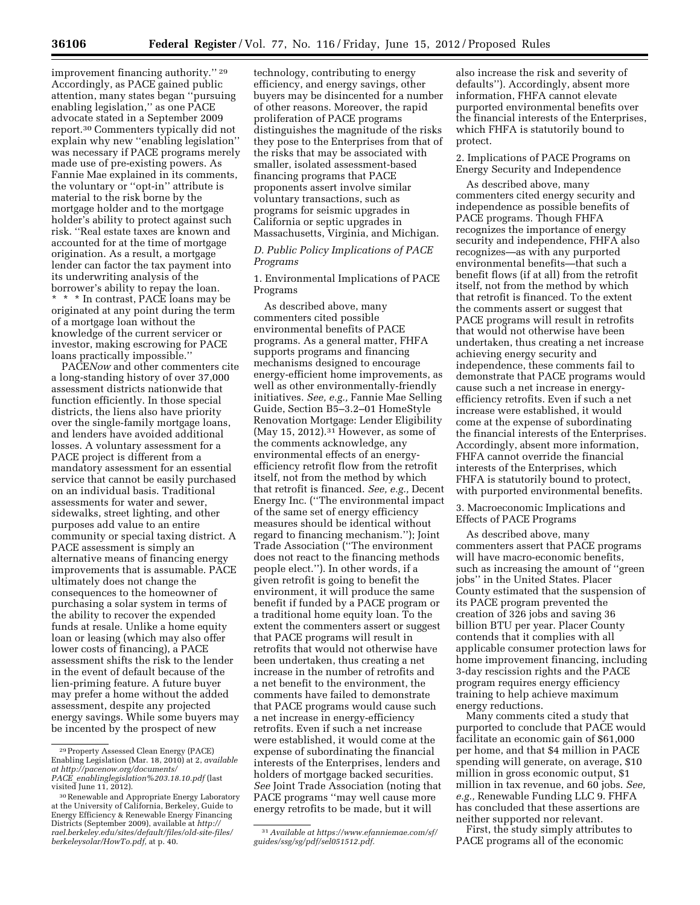improvement financing authority.'' [29] Accordingly, as PACE gained public attention, many states began ''pursuing enabling legislation,'' as one PACE advocate stated in a September 2009 report.[30] Commenters typically did not explain why new ''enabling legislation'' was necessary if PACE programs merely made use of pre-existing powers. As Fannie Mae explained in its comments, the voluntary or ''opt-in'' attribute is material to the risk borne by the mortgage holder and to the mortgage holder's ability to protect against such risk. ''Real estate taxes are known and accounted for at the time of mortgage origination. As a result, a mortgage lender can factor the tax payment into its underwriting analysis of the borrower's ability to repay the loan. * * * In contrast, PACE loans may be originated at any point during the term of a mortgage loan without the knowledge of the current servicer or investor, making escrowing for PACE loans practically impossible.''

PACE*Now* and other commenters cite a long-standing history of over 37,000 assessment districts nationwide that function efficiently. In those special districts, the liens also have priority over the single-family mortgage loans, and lenders have avoided additional losses. A voluntary assessment for a PACE project is different from a mandatory assessment for an essential service that cannot be easily purchased on an individual basis. Traditional assessments for water and sewer, sidewalks, street lighting, and other purposes add value to an entire community or special taxing district. A PACE assessment is simply an alternative means of financing energy improvements that is assumable. PACE ultimately does not change the consequences to the homeowner of purchasing a solar system in terms of the ability to recover the expended funds at resale. Unlike a home equity loan or leasing (which may also offer lower costs of financing), a PACE assessment shifts the risk to the lender in the event of default because of the lien-priming feature. A future buyer may prefer a home without the added assessment, despite any projected energy savings. While some buyers may be incented by the prospect of new technology, contributing to energy efficiency, and energy savings, other buyers may be disincented for a number of other reasons. Moreover, the rapid proliferation of PACE programs distinguishes the magnitude of the risks they pose to the Enterprises from that of the risks that may be associated with smaller, isolated assessment-based financing programs that PACE proponents assert involve similar voluntary transactions, such as programs for seismic upgrades in California or septic upgrades in Massachusetts, Virginia, and Michigan.

### *D. Public Policy Implications of PACE Programs*

#### 1. Environmental Implications of PACE Programs

As described above, many commenters cited possible environmental benefits of PACE programs. As a general matter, FHFA supports programs and financing mechanisms designed to encourage energy-efficient home improvements, as well as other environmentally-friendly initiatives. *See, e.g.,* Fannie Mae Selling Guide, Section B5–3.2–01 HomeStyle Renovation Mortgage: Lender Eligibility (May 15, 2012).[31] However, as some of the comments acknowledge, any environmental effects of an energy-efficiency retrofit flow from the retrofit itself, not from the method by which that retrofit is financed. *See, e.g.,* Decent Energy Inc. (''The environmental impact of the same set of energy efficiency measures should be identical without regard to financing mechanism.''); Joint Trade Association (''The environment does not react to the financing methods people elect.''). In other words, if a given retrofit is going to benefit the environment, it will produce the same benefit if funded by a PACE program or a traditional home equity loan. To the extent the commenters assert or suggest that PACE programs will result in retrofits that would not otherwise have been undertaken, thus creating a net increase in the number of retrofits and a net benefit to the environment, the comments have failed to demonstrate that PACE programs would cause such a net increase in energy-efficiency retrofits. Even if such a net increase were established, it would come at the expense of subordinating the financial interests of the Enterprises, lenders and holders of mortgage backed securities. *See* Joint Trade Association (noting that PACE programs ''may well cause more energy retrofits to be made, but it will also increase the risk and severity of defaults''). Accordingly, absent more information, FHFA cannot elevate purported environmental benefits over the financial interests of the Enterprises, which FHFA is statutorily bound to protect.

#### 2. Implications of PACE Programs on Energy Security and Independence

As described above, many commenters cited energy security and independence as possible benefits of PACE programs. Though FHFA recognizes the importance of energy security and independence, FHFA also recognizes—as with any purported environmental benefits—that such a benefit flows (if at all) from the retrofit itself, not from the method by which that retrofit is financed. To the extent the comments assert or suggest that PACE programs will result in retrofits that would not otherwise have been undertaken, thus creating a net increase achieving energy security and independence, these comments fail to demonstrate that PACE programs would cause such a net increase in energy-efficiency retrofits. Even if such a net increase were established, it would come at the expense of subordinating the financial interests of the Enterprises. Accordingly, absent more information, FHFA cannot override the financial interests of the Enterprises, which FHFA is statutorily bound to protect, with purported environmental benefits.

#### 3. Macroeconomic Implications and Effects of PACE Programs

As described above, many commenters assert that PACE programs will have macro-economic benefits, such as increasing the amount of ''green jobs'' in the United States. Placer County estimated that the suspension of its PACE program prevented the creation of 326 jobs and saving 36 billion BTU per year. Placer County contends that it complies with all applicable consumer protection laws for home improvement financing, including 3-day rescission rights and the PACE program requires energy efficiency training to help achieve maximum energy reductions.

Many comments cited a study that purported to conclude that PACE would facilitate an economic gain of $61,000 per home, and that $4 million in PACE spending will generate, on average, $10 million in gross economic output, $1 million in tax revenue, and 60 jobs. *See, e.g.,* Renewable Funding LLC 9. FHFA has concluded that these assertions are neither supported nor relevant.

First, the study simply attributes to PACE programs all of the economic

---

[29] Property Assessed Clean Energy (PACE) Enabling Legislation (Mar. 18, 2010) at 2, *available at http://pacenow.org/documents/PACE_enablinglegislation%203.18.10.pdf* (last visited June 11, 2012).

[30] Renewable and Appropriate Energy Laboratory at the University of California, Berkeley, Guide to Energy Efficiency & Renewable Energy Financing Districts (September 2009), available at *http://rael.berkeley.edu/sites/default/files/old-site-files/berkeleysolar/HowTo.pdf,* at p. 40.

[31] *Available at https://www.efanniemae.com/sf/guides/ssg/sg/pdf/sel051512.pdf.*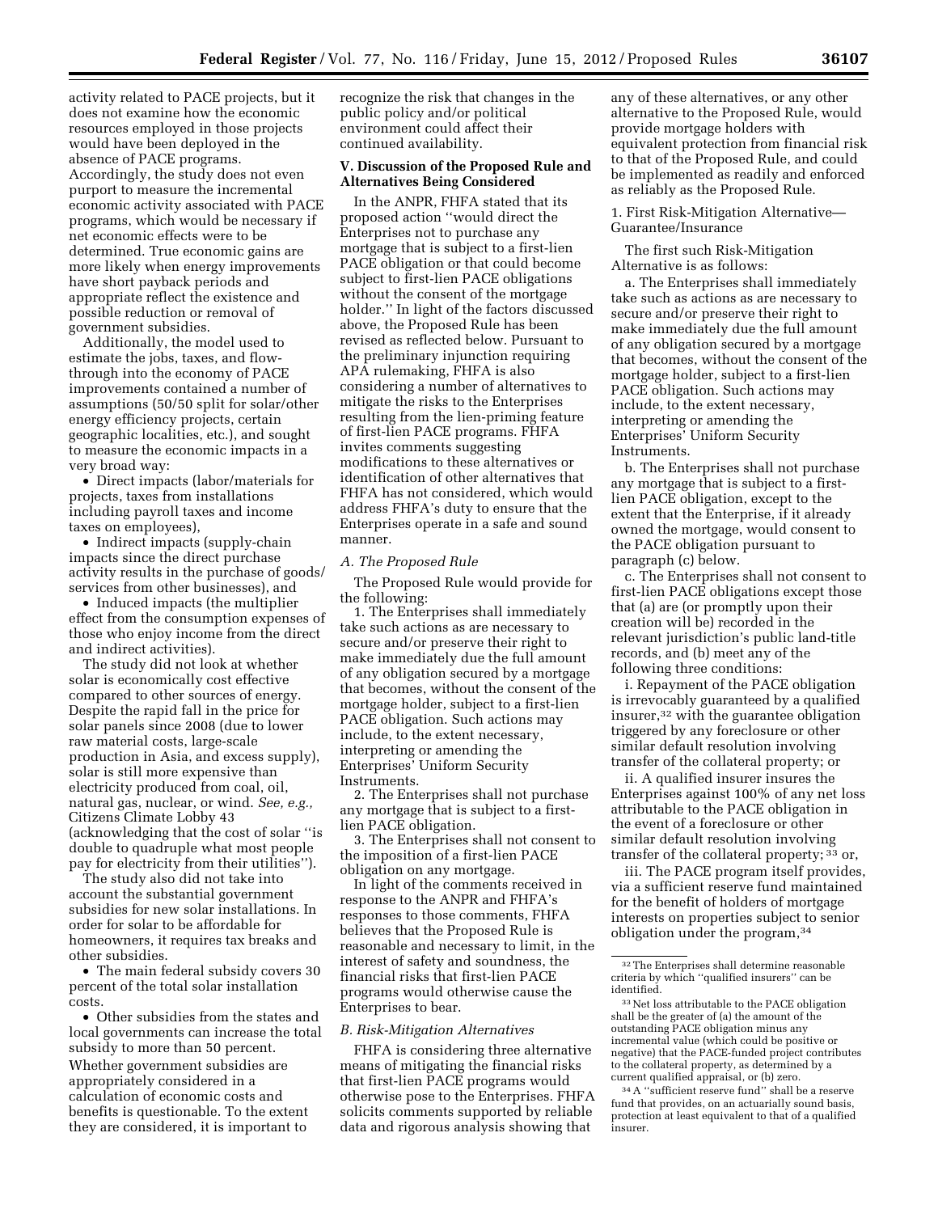activity related to PACE projects, but it does not examine how the economic resources employed in those projects would have been deployed in the absence of PACE programs. Accordingly, the study does not even purport to measure the incremental economic activity associated with PACE programs, which would be necessary if net economic effects were to be determined. True economic gains are more likely when energy improvements have short payback periods and appropriate reflect the existence and possible reduction or removal of government subsidies.

Additionally, the model used to estimate the jobs, taxes, and flow-through into the economy of PACE improvements contained a number of assumptions (50/50 split for solar/other energy efficiency projects, certain geographic localities, etc.), and sought to measure the economic impacts in a very broad way:

- Direct impacts (labor/materials for projects, taxes from installations including payroll taxes and income taxes on employees),
- Indirect impacts (supply-chain impacts since the direct purchase activity results in the purchase of goods/services from other businesses), and
- Induced impacts (the multiplier effect from the consumption expenses of those who enjoy income from the direct and indirect activities).

The study did not look at whether solar is economically cost effective compared to other sources of energy. Despite the rapid fall in the price for solar panels since 2008 (due to lower raw material costs, large-scale production in Asia, and excess supply), solar is still more expensive than electricity produced from coal, oil, natural gas, nuclear, or wind. *See, e.g.,* Citizens Climate Lobby 43 (acknowledging that the cost of solar ''is double to quadruple what most people pay for electricity from their utilities'').

The study also did not take into account the substantial government subsidies for new solar installations. In order for solar to be affordable for homeowners, it requires tax breaks and other subsidies.

- The main federal subsidy covers 30 percent of the total solar installation costs.
- Other subsidies from the states and local governments can increase the total subsidy to more than 50 percent.

Whether government subsidies are appropriately considered in a calculation of economic costs and benefits is questionable. To the extent they are considered, it is important to recognize the risk that changes in the public policy and/or political environment could affect their continued availability.

## V. Discussion of the Proposed Rule and Alternatives Being Considered

In the ANPR, FHFA stated that its proposed action ''would direct the Enterprises not to purchase any mortgage that is subject to a first-lien PACE obligation or that could become subject to first-lien PACE obligations without the consent of the mortgage holder.'' In light of the factors discussed above, the Proposed Rule has been revised as reflected below. Pursuant to the preliminary injunction requiring APA rulemaking, FHFA is also considering a number of alternatives to mitigate the risks to the Enterprises resulting from the lien-priming feature of first-lien PACE programs. FHFA invites comments suggesting modifications to these alternatives or identification of other alternatives that FHFA has not considered, which would address FHFA's duty to ensure that the Enterprises operate in a safe and sound manner.

### *A. The Proposed Rule*

The Proposed Rule would provide for the following:

1. The Enterprises shall immediately take such actions as are necessary to secure and/or preserve their right to make immediately due the full amount of any obligation secured by a mortgage that becomes, without the consent of the mortgage holder, subject to a first-lien PACE obligation. Such actions may include, to the extent necessary, interpreting or amending the Enterprises' Uniform Security Instruments.

2. The Enterprises shall not purchase any mortgage that is subject to a first-lien PACE obligation.

3. The Enterprises shall not consent to the imposition of a first-lien PACE obligation on any mortgage.

In light of the comments received in response to the ANPR and FHFA's responses to those comments, FHFA believes that the Proposed Rule is reasonable and necessary to limit, in the interest of safety and soundness, the financial risks that first-lien PACE programs would otherwise cause the Enterprises to bear.

### *B. Risk-Mitigation Alternatives*

FHFA is considering three alternative means of mitigating the financial risks that first-lien PACE programs would otherwise pose to the Enterprises. FHFA solicits comments supported by reliable data and rigorous analysis showing that any of these alternatives, or any other alternative to the Proposed Rule, would provide mortgage holders with equivalent protection from financial risk to that of the Proposed Rule, and could be implemented as readily and enforced as reliably as the Proposed Rule.

#### 1. First Risk-Mitigation Alternative—Guarantee/Insurance

The first such Risk-Mitigation Alternative is as follows:

a. The Enterprises shall immediately take such as actions as are necessary to secure and/or preserve their right to make immediately due the full amount of any obligation secured by a mortgage that becomes, without the consent of the mortgage holder, subject to a first-lien PACE obligation. Such actions may include, to the extent necessary, interpreting or amending the Enterprises' Uniform Security Instruments.

b. The Enterprises shall not purchase any mortgage that is subject to a first-lien PACE obligation, except to the extent that the Enterprise, if it already owned the mortgage, would consent to the PACE obligation pursuant to paragraph (c) below.

c. The Enterprises shall not consent to first-lien PACE obligations except those that (a) are (or promptly upon their creation will be) recorded in the relevant jurisdiction's public land-title records, and (b) meet any of the following three conditions:

i. Repayment of the PACE obligation is irrevocably guaranteed by a qualified insurer,[32] with the guarantee obligation triggered by any foreclosure or other similar default resolution involving transfer of the collateral property; or

ii. A qualified insurer insures the Enterprises against 100% of any net loss attributable to the PACE obligation in the event of a foreclosure or other similar default resolution involving transfer of the collateral property; [33] or,

iii. The PACE program itself provides, via a sufficient reserve fund maintained for the benefit of holders of mortgage interests on properties subject to senior obligation under the program,[34]

---

[32] The Enterprises shall determine reasonable criteria by which ''qualified insurers'' can be identified.

[33] Net loss attributable to the PACE obligation shall be the greater of (a) the amount of the outstanding PACE obligation minus any incremental value (which could be positive or negative) that the PACE-funded project contributes to the collateral property, as determined by a current qualified appraisal, or (b) zero.

[34] A ''sufficient reserve fund'' shall be a reserve fund that provides, on an actuarially sound basis, protection at least equivalent to that of a qualified insurer.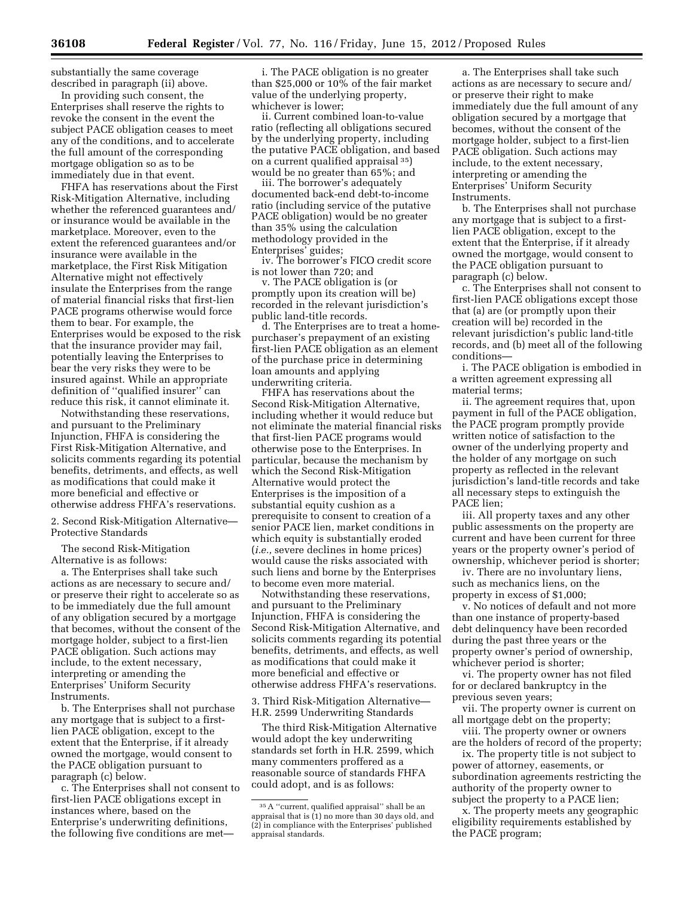substantially the same coverage described in paragraph (ii) above.

In providing such consent, the Enterprises shall reserve the rights to revoke the consent in the event the subject PACE obligation ceases to meet any of the conditions, and to accelerate the full amount of the corresponding mortgage obligation so as to be immediately due in that event.

FHFA has reservations about the First Risk-Mitigation Alternative, including whether the referenced guarantees and/or insurance would be available in the marketplace. Moreover, even to the extent the referenced guarantees and/or insurance were available in the marketplace, the First Risk Mitigation Alternative might not effectively insulate the Enterprises from the range of material financial risks that first-lien PACE programs otherwise would force them to bear. For example, the Enterprises would be exposed to the risk that the insurance provider may fail, potentially leaving the Enterprises to bear the very risks they were to be insured against. While an appropriate definition of "qualified insurer" can reduce this risk, it cannot eliminate it.

Notwithstanding these reservations, and pursuant to the Preliminary Injunction, FHFA is considering the First Risk-Mitigation Alternative, and solicits comments regarding its potential benefits, detriments, and effects, as well as modifications that could make it more beneficial and effective or otherwise address FHFA's reservations.

2. Second Risk-Mitigation Alternative—Protective Standards

The second Risk-Mitigation Alternative is as follows:

a. The Enterprises shall take such actions as are necessary to secure and/or preserve their right to accelerate so as to be immediately due the full amount of any obligation secured by a mortgage that becomes, without the consent of the mortgage holder, subject to a first-lien PACE obligation. Such actions may include, to the extent necessary, interpreting or amending the Enterprises' Uniform Security Instruments.

b. The Enterprises shall not purchase any mortgage that is subject to a first-lien PACE obligation, except to the extent that the Enterprise, if it already owned the mortgage, would consent to the PACE obligation pursuant to paragraph (c) below.

c. The Enterprises shall not consent to first-lien PACE obligations except in instances where, based on the Enterprise's underwriting definitions, the following five conditions are met—

i. The PACE obligation is no greater than $25,000 or 10% of the fair market value of the underlying property, whichever is lower;

ii. Current combined loan-to-value ratio (reflecting all obligations secured by the underlying property, including the putative PACE obligation, and based on a current qualified appraisal [35]) would be no greater than 65%; and

iii. The borrower's adequately documented back-end debt-to-income ratio (including service of the putative PACE obligation) would be no greater than 35% using the calculation methodology provided in the Enterprises' guides;

iv. The borrower's FICO credit score is not lower than 720; and

v. The PACE obligation is (or promptly upon its creation will be) recorded in the relevant jurisdiction's public land-title records.

d. The Enterprises are to treat a home-purchaser's prepayment of an existing first-lien PACE obligation as an element of the purchase price in determining loan amounts and applying underwriting criteria.

FHFA has reservations about the Second Risk-Mitigation Alternative, including whether it would reduce but not eliminate the material financial risks that first-lien PACE programs would otherwise pose to the Enterprises. In particular, because the mechanism by which the Second Risk-Mitigation Alternative would protect the Enterprises is the imposition of a substantial equity cushion as a prerequisite to consent to creation of a senior PACE lien, market conditions in which equity is substantially eroded (*i.e.,* severe declines in home prices) would cause the risks associated with such liens and borne by the Enterprises to become even more material.

Notwithstanding these reservations, and pursuant to the Preliminary Injunction, FHFA is considering the Second Risk-Mitigation Alternative, and solicits comments regarding its potential benefits, detriments, and effects, as well as modifications that could make it more beneficial and effective or otherwise address FHFA's reservations.

3. Third Risk-Mitigation Alternative—H.R. 2599 Underwriting Standards

The third Risk-Mitigation Alternative would adopt the key underwriting standards set forth in H.R. 2599, which many commenters proffered as a reasonable source of standards FHFA could adopt, and is as follows:

a. The Enterprises shall take such actions as are necessary to secure and/or preserve their right to make immediately due the full amount of any obligation secured by a mortgage that becomes, without the consent of the mortgage holder, subject to a first-lien PACE obligation. Such actions may include, to the extent necessary, interpreting or amending the Enterprises' Uniform Security Instruments.

b. The Enterprises shall not purchase any mortgage that is subject to a first-lien PACE obligation, except to the extent that the Enterprise, if it already owned the mortgage, would consent to the PACE obligation pursuant to paragraph (c) below.

c. The Enterprises shall not consent to first-lien PACE obligations except those that (a) are (or promptly upon their creation will be) recorded in the relevant jurisdiction's public land-title records, and (b) meet all of the following conditions—

i. The PACE obligation is embodied in a written agreement expressing all material terms;

ii. The agreement requires that, upon payment in full of the PACE obligation, the PACE program promptly provide written notice of satisfaction to the owner of the underlying property and the holder of any mortgage on such property as reflected in the relevant jurisdiction's land-title records and take all necessary steps to extinguish the PACE lien;

iii. All property taxes and any other public assessments on the property are current and have been current for three years or the property owner's period of ownership, whichever period is shorter;

iv. There are no involuntary liens, such as mechanics liens, on the property in excess of $1,000;

v. No notices of default and not more than one instance of property-based debt delinquency have been recorded during the past three years or the property owner's period of ownership, whichever period is shorter;

vi. The property owner has not filed for or declared bankruptcy in the previous seven years;

vii. The property owner is current on all mortgage debt on the property;

viii. The property owner or owners are the holders of record of the property;

ix. The property title is not subject to power of attorney, easements, or subordination agreements restricting the authority of the property owner to subject the property to a PACE lien;

x. The property meets any geographic eligibility requirements established by the PACE program;

[35] A "current, qualified appraisal" shall be an appraisal that is (1) no more than 30 days old, and (2) in compliance with the Enterprises' published appraisal standards.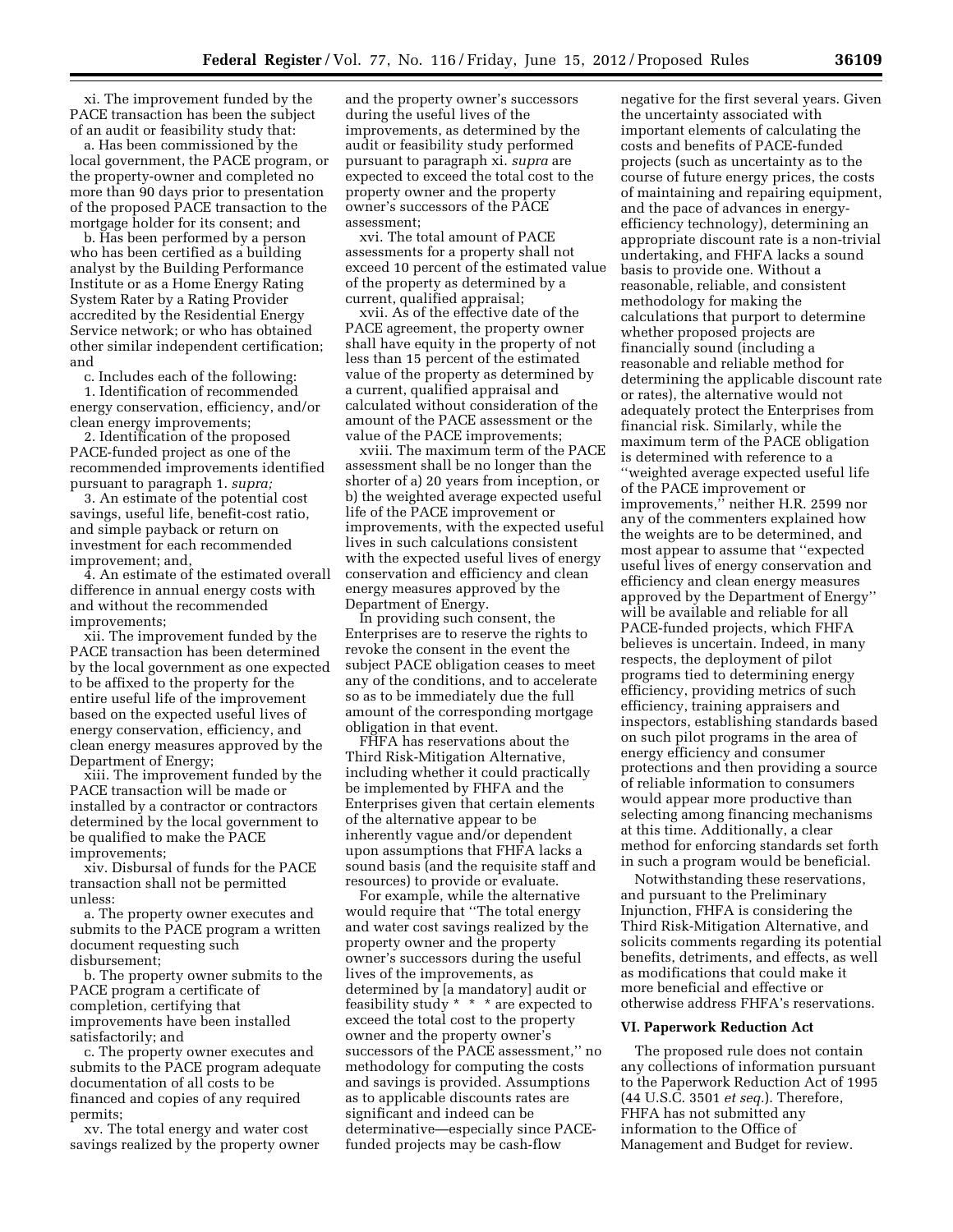xi. The improvement funded by the PACE transaction has been the subject of an audit or feasibility study that:

a. Has been commissioned by the local government, the PACE program, or the property-owner and completed no more than 90 days prior to presentation of the proposed PACE transaction to the mortgage holder for its consent; and

b. Has been performed by a person who has been certified as a building analyst by the Building Performance Institute or as a Home Energy Rating System Rater by a Rating Provider accredited by the Residential Energy Service network; or who has obtained other similar independent certification; and

c. Includes each of the following:

1. Identification of recommended energy conservation, efficiency, and/or clean energy improvements;

2. Identification of the proposed PACE-funded project as one of the recommended improvements identified pursuant to paragraph 1. *supra;*

3. An estimate of the potential cost savings, useful life, benefit-cost ratio, and simple payback or return on investment for each recommended improvement; and,

4. An estimate of the estimated overall difference in annual energy costs with and without the recommended improvements;

xii. The improvement funded by the PACE transaction has been determined by the local government as one expected to be affixed to the property for the entire useful life of the improvement based on the expected useful lives of energy conservation, efficiency, and clean energy measures approved by the Department of Energy;

xiii. The improvement funded by the PACE transaction will be made or installed by a contractor or contractors determined by the local government to be qualified to make the PACE improvements;

xiv. Disbursal of funds for the PACE transaction shall not be permitted unless:

a. The property owner executes and submits to the PACE program a written document requesting such disbursement;

b. The property owner submits to the PACE program a certificate of completion, certifying that improvements have been installed satisfactorily; and

c. The property owner executes and submits to the PACE program adequate documentation of all costs to be financed and copies of any required permits;

xv. The total energy and water cost savings realized by the property owner and the property owner's successors during the useful lives of the improvements, as determined by the audit or feasibility study performed pursuant to paragraph xi. *supra* are expected to exceed the total cost to the property owner and the property owner's successors of the PACE assessment;

xvi. The total amount of PACE assessments for a property shall not exceed 10 percent of the estimated value of the property as determined by a current, qualified appraisal;

xvii. As of the effective date of the PACE agreement, the property owner shall have equity in the property of not less than 15 percent of the estimated value of the property as determined by a current, qualified appraisal and calculated without consideration of the amount of the PACE assessment or the value of the PACE improvements;

xviii. The maximum term of the PACE assessment shall be no longer than the shorter of a) 20 years from inception, or b) the weighted average expected useful life of the PACE improvement or improvements, with the expected useful lives in such calculations consistent with the expected useful lives of energy conservation and efficiency and clean energy measures approved by the Department of Energy.

In providing such consent, the Enterprises are to reserve the rights to revoke the consent in the event the subject PACE obligation ceases to meet any of the conditions, and to accelerate so as to be immediately due the full amount of the corresponding mortgage obligation in that event.

FHFA has reservations about the Third Risk-Mitigation Alternative, including whether it could practically be implemented by FHFA and the Enterprises given that certain elements of the alternative appear to be inherently vague and/or dependent upon assumptions that FHFA lacks a sound basis (and the requisite staff and resources) to provide or evaluate.

For example, while the alternative would require that ''The total energy and water cost savings realized by the property owner and the property owner's successors during the useful lives of the improvements, as determined by [a mandatory] audit or feasibility study * * * are expected to exceed the total cost to the property owner and the property owner's successors of the PACE assessment,'' no methodology for computing the costs and savings is provided. Assumptions as to applicable discounts rates are significant and indeed can be determinative—especially since PACE-funded projects may be cash-flow negative for the first several years. Given the uncertainty associated with important elements of calculating the costs and benefits of PACE-funded projects (such as uncertainty as to the course of future energy prices, the costs of maintaining and repairing equipment, and the pace of advances in energy-efficiency technology), determining an appropriate discount rate is a non-trivial undertaking, and FHFA lacks a sound basis to provide one. Without a reasonable, reliable, and consistent methodology for making the calculations that purport to determine whether proposed projects are financially sound (including a reasonable and reliable method for determining the applicable discount rate or rates), the alternative would not adequately protect the Enterprises from financial risk. Similarly, while the maximum term of the PACE obligation is determined with reference to a ''weighted average expected useful life of the PACE improvement or improvements,'' neither H.R. 2599 nor any of the commenters explained how the weights are to be determined, and most appear to assume that ''expected useful lives of energy conservation and efficiency and clean energy measures approved by the Department of Energy'' will be available and reliable for all PACE-funded projects, which FHFA believes is uncertain. Indeed, in many respects, the deployment of pilot programs tied to determining energy efficiency, providing metrics of such efficiency, training appraisers and inspectors, establishing standards based on such pilot programs in the area of energy efficiency and consumer protections and then providing a source of reliable information to consumers would appear more productive than selecting among financing mechanisms at this time. Additionally, a clear method for enforcing standards set forth in such a program would be beneficial.

Notwithstanding these reservations, and pursuant to the Preliminary Injunction, FHFA is considering the Third Risk-Mitigation Alternative, and solicits comments regarding its potential benefits, detriments, and effects, as well as modifications that could make it more beneficial and effective or otherwise address FHFA's reservations.

## VI. Paperwork Reduction Act

The proposed rule does not contain any collections of information pursuant to the Paperwork Reduction Act of 1995 (44 U.S.C. 3501 *et seq.*). Therefore, FHFA has not submitted any information to the Office of Management and Budget for review.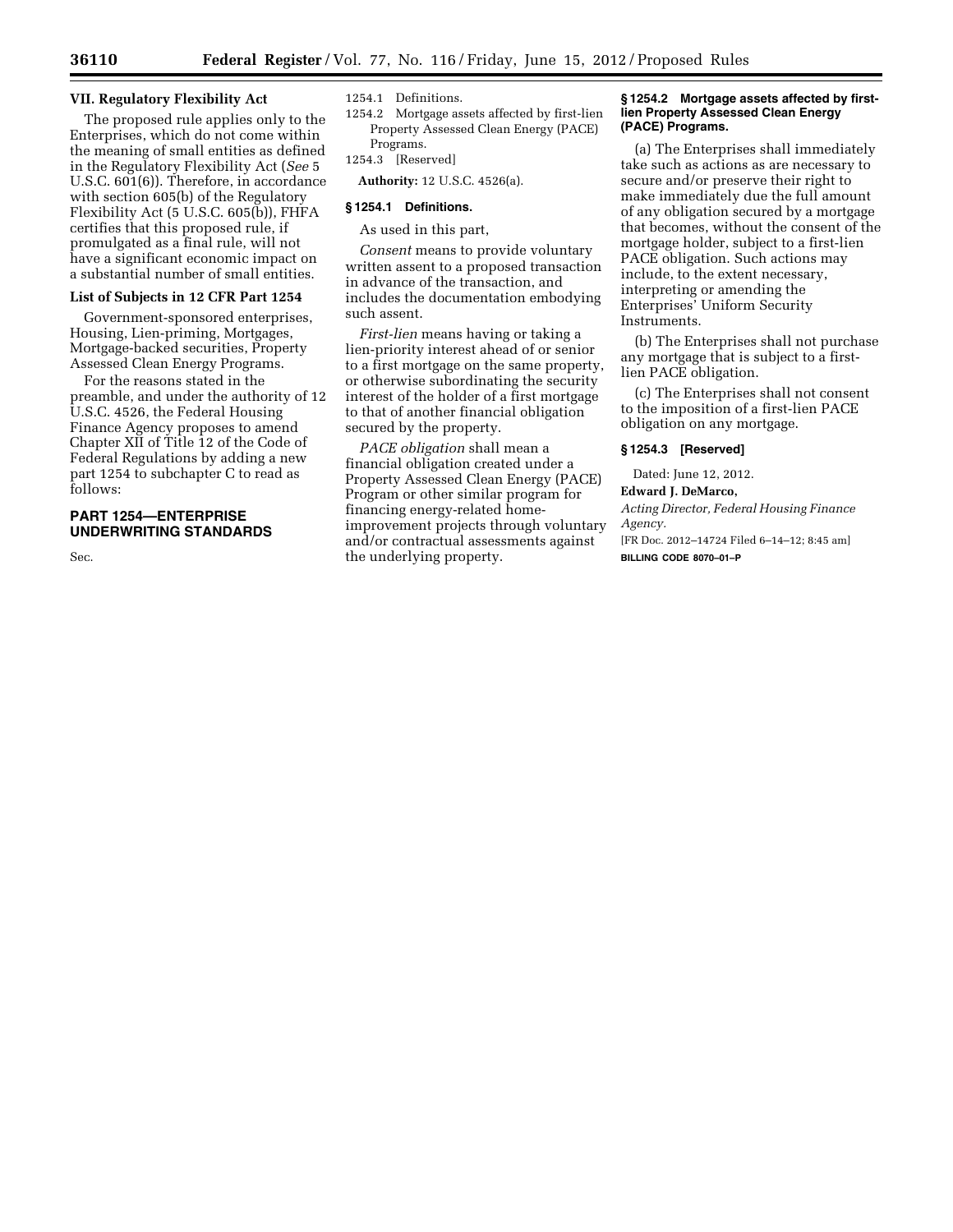### VII. Regulatory Flexibility Act

The proposed rule applies only to the Enterprises, which do not come within the meaning of small entities as defined in the Regulatory Flexibility Act (*See* 5 U.S.C. 601(6)). Therefore, in accordance with section 605(b) of the Regulatory Flexibility Act (5 U.S.C. 605(b)), FHFA certifies that this proposed rule, if promulgated as a final rule, will not have a significant economic impact on a substantial number of small entities.

### List of Subjects in 12 CFR Part 1254

Government-sponsored enterprises, Housing, Lien-priming, Mortgages, Mortgage-backed securities, Property Assessed Clean Energy Programs.

For the reasons stated in the preamble, and under the authority of 12 U.S.C. 4526, the Federal Housing Finance Agency proposes to amend Chapter XII of Title 12 of the Code of Federal Regulations by adding a new part 1254 to subchapter C to read as follows:

## PART 1254—ENTERPRISE UNDERWRITING STANDARDS

Sec.

1254.1 Definitions.
1254.2 Mortgage assets affected by first-lien Property Assessed Clean Energy (PACE) Programs.
1254.3 [Reserved]

**Authority:** 12 U.S.C. 4526(a).

### § 1254.1 Definitions.

As used in this part,

*Consent* means to provide voluntary written assent to a proposed transaction in advance of the transaction, and includes the documentation embodying such assent.

*First-lien* means having or taking a lien-priority interest ahead of or senior to a first mortgage on the same property, or otherwise subordinating the security interest of the holder of a first mortgage to that of another financial obligation secured by the property.

*PACE obligation* shall mean a financial obligation created under a Property Assessed Clean Energy (PACE) Program or other similar program for financing energy-related home-improvement projects through voluntary and/or contractual assessments against the underlying property.

### § 1254.2 Mortgage assets affected by first-lien Property Assessed Clean Energy (PACE) Programs.

(a) The Enterprises shall immediately take such as actions as are necessary to secure and/or preserve their right to make immediately due the full amount of any obligation secured by a mortgage that becomes, without the consent of the mortgage holder, subject to a first-lien PACE obligation. Such actions may include, to the extent necessary, interpreting or amending the Enterprises' Uniform Security Instruments.

(b) The Enterprises shall not purchase any mortgage that is subject to a first-lien PACE obligation.

(c) The Enterprises shall not consent to the imposition of a first-lien PACE obligation on any mortgage.

### § 1254.3 [Reserved]

Dated: June 12, 2012.

**Edward J. DeMarco,**

*Acting Director, Federal Housing Finance Agency.*

[FR Doc. 2012–14724 Filed 6–14–12; 8:45 am]

**BILLING CODE 8070–01–P**